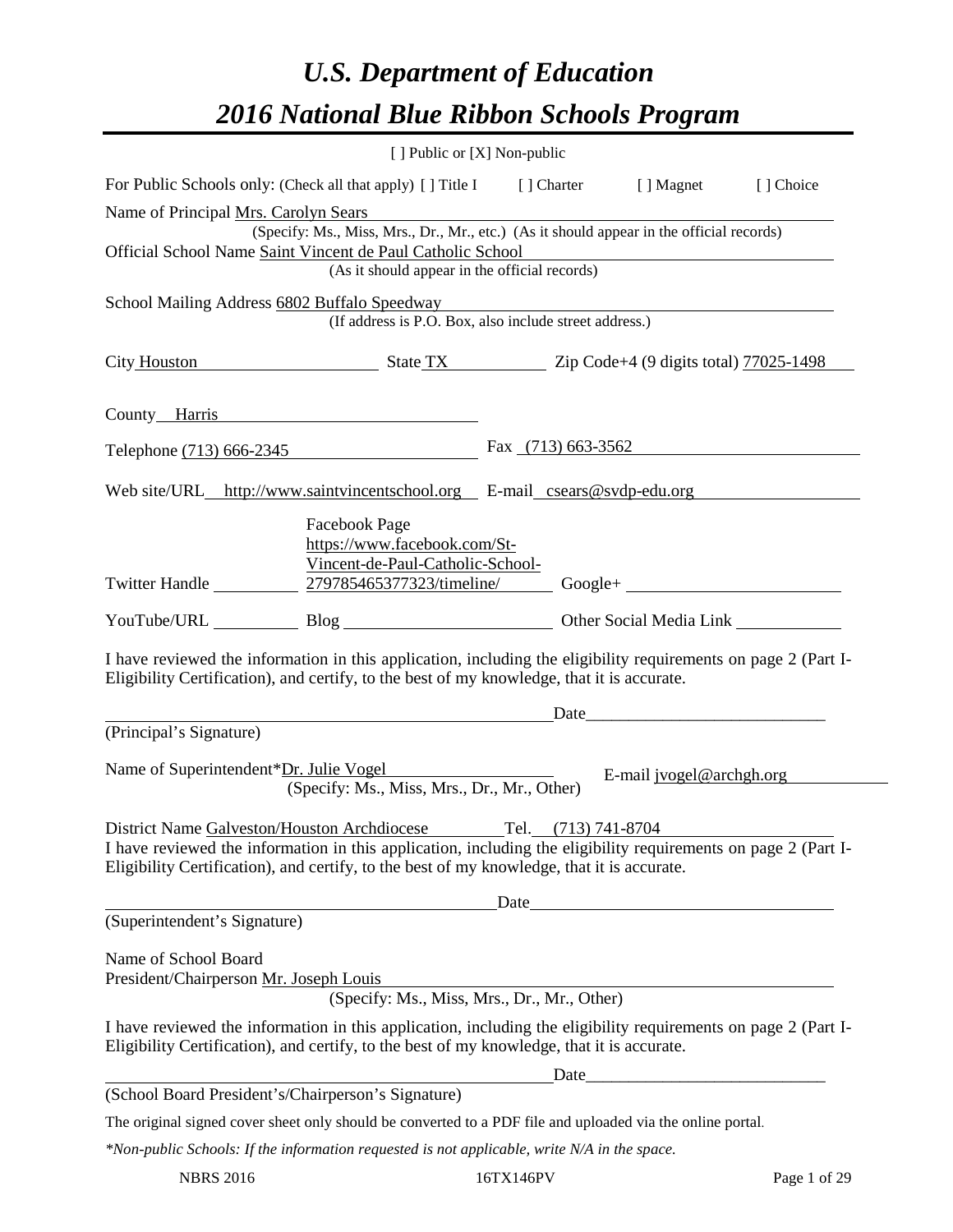# U.S. Department of Education
# 2016 National Blue Ribbon Schools Program

[ ] Public or [X] Non-public

For Public Schools only: (Check all that apply) [ ] Title I [ ] Charter [ ] Magnet [ ] Choice

Name of Principal Mrs. Carolyn Sears
(Specify: Ms., Miss, Mrs., Dr., Mr., etc.) (As it should appear in the official records)

Official School Name Saint Vincent de Paul Catholic School
(As it should appear in the official records)

School Mailing Address 6802 Buffalo Speedway
(If address is P.O. Box, also include street address.)

City Houston State TX Zip Code+4 (9 digits total) 77025-1498

County Harris

Telephone (713) 666-2345 Fax (713) 663-3562

Web site/URL http://www.saintvincentschool.org E-mail csears@svdp-edu.org

Twitter Handle ______ Facebook Page https://www.facebook.com/St-Vincent-de-Paul-Catholic-School-279785465377323/timeline/ Google+ ______

YouTube/URL ______ Blog ______ Other Social Media Link ______

I have reviewed the information in this application, including the eligibility requirements on page 2 (Part I-Eligibility Certification), and certify, to the best of my knowledge, that it is accurate.

_______________________________ Date_______________
(Principal's Signature)

Name of Superintendent\*Dr. Julie Vogel E-mail jvogel@archgh.org
(Specify: Ms., Miss, Mrs., Dr., Mr., Other)

District Name Galveston/Houston Archdiocese Tel. (713) 741-8704

I have reviewed the information in this application, including the eligibility requirements on page 2 (Part I-Eligibility Certification), and certify, to the best of my knowledge, that it is accurate.

_______________________________ Date_______________
(Superintendent's Signature)

Name of School Board
President/Chairperson Mr. Joseph Louis
(Specify: Ms., Miss, Mrs., Dr., Mr., Other)

I have reviewed the information in this application, including the eligibility requirements on page 2 (Part I-Eligibility Certification), and certify, to the best of my knowledge, that it is accurate.

_______________________________ Date_______________
(School Board President's/Chairperson's Signature)

The original signed cover sheet only should be converted to a PDF file and uploaded via the online portal.

*\*Non-public Schools: If the information requested is not applicable, write N/A in the space.*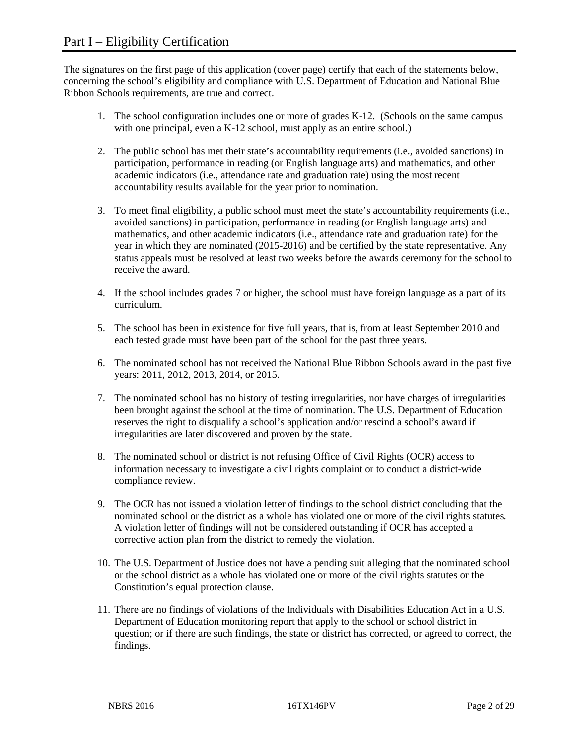# Part I – Eligibility Certification

The signatures on the first page of this application (cover page) certify that each of the statements below, concerning the school's eligibility and compliance with U.S. Department of Education and National Blue Ribbon Schools requirements, are true and correct.

1. The school configuration includes one or more of grades K-12. (Schools on the same campus with one principal, even a K-12 school, must apply as an entire school.)
2. The public school has met their state's accountability requirements (i.e., avoided sanctions) in participation, performance in reading (or English language arts) and mathematics, and other academic indicators (i.e., attendance rate and graduation rate) using the most recent accountability results available for the year prior to nomination.
3. To meet final eligibility, a public school must meet the state's accountability requirements (i.e., avoided sanctions) in participation, performance in reading (or English language arts) and mathematics, and other academic indicators (i.e., attendance rate and graduation rate) for the year in which they are nominated (2015-2016) and be certified by the state representative. Any status appeals must be resolved at least two weeks before the awards ceremony for the school to receive the award.
4. If the school includes grades 7 or higher, the school must have foreign language as a part of its curriculum.
5. The school has been in existence for five full years, that is, from at least September 2010 and each tested grade must have been part of the school for the past three years.
6. The nominated school has not received the National Blue Ribbon Schools award in the past five years: 2011, 2012, 2013, 2014, or 2015.
7. The nominated school has no history of testing irregularities, nor have charges of irregularities been brought against the school at the time of nomination. The U.S. Department of Education reserves the right to disqualify a school's application and/or rescind a school's award if irregularities are later discovered and proven by the state.
8. The nominated school or district is not refusing Office of Civil Rights (OCR) access to information necessary to investigate a civil rights complaint or to conduct a district-wide compliance review.
9. The OCR has not issued a violation letter of findings to the school district concluding that the nominated school or the district as a whole has violated one or more of the civil rights statutes. A violation letter of findings will not be considered outstanding if OCR has accepted a corrective action plan from the district to remedy the violation.
10. The U.S. Department of Justice does not have a pending suit alleging that the nominated school or the school district as a whole has violated one or more of the civil rights statutes or the Constitution's equal protection clause.
11. There are no findings of violations of the Individuals with Disabilities Education Act in a U.S. Department of Education monitoring report that apply to the school or school district in question; or if there are such findings, the state or district has corrected, or agreed to correct, the findings.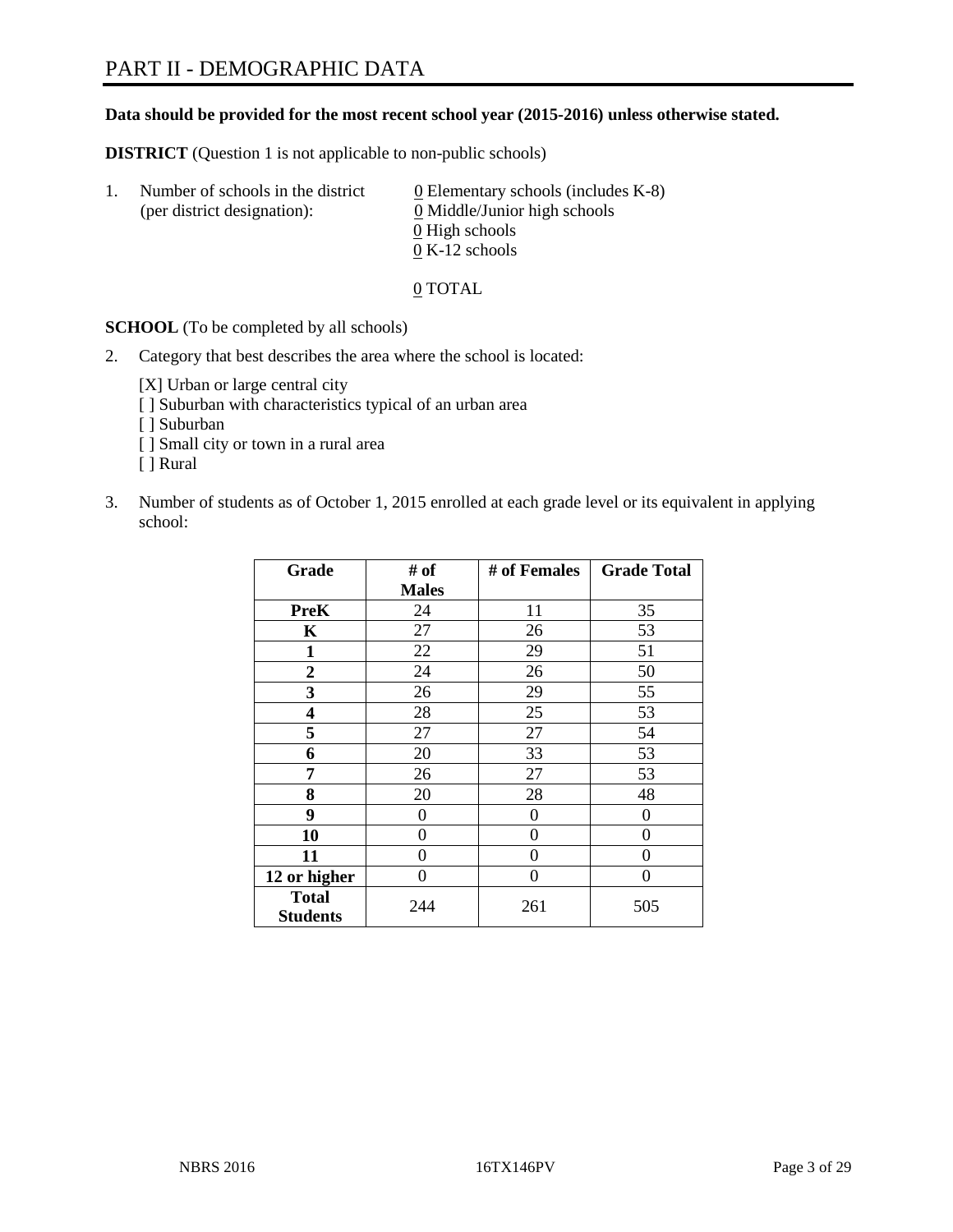# PART II - DEMOGRAPHIC DATA

**Data should be provided for the most recent school year (2015-2016) unless otherwise stated.**

**DISTRICT** (Question 1 is not applicable to non-public schools)

1. Number of schools in the district (per district designation):
   0 Elementary schools (includes K-8)
   0 Middle/Junior high schools
   0 High schools
   0 K-12 schools

   0 TOTAL

**SCHOOL** (To be completed by all schools)

2. Category that best describes the area where the school is located:

   [X] Urban or large central city
   [ ] Suburban with characteristics typical of an urban area
   [ ] Suburban
   [ ] Small city or town in a rural area
   [ ] Rural

3. Number of students as of October 1, 2015 enrolled at each grade level or its equivalent in applying school:

| Grade | # of Males | # of Females | Grade Total |
|---|---|---|---|
| **PreK** | 24 | 11 | 35 |
| **K** | 27 | 26 | 53 |
| **1** | 22 | 29 | 51 |
| **2** | 24 | 26 | 50 |
| **3** | 26 | 29 | 55 |
| **4** | 28 | 25 | 53 |
| **5** | 27 | 27 | 54 |
| **6** | 20 | 33 | 53 |
| **7** | 26 | 27 | 53 |
| **8** | 20 | 28 | 48 |
| **9** | 0 | 0 | 0 |
| **10** | 0 | 0 | 0 |
| **11** | 0 | 0 | 0 |
| **12 or higher** | 0 | 0 | 0 |
| **Total Students** | 244 | 261 | 505 |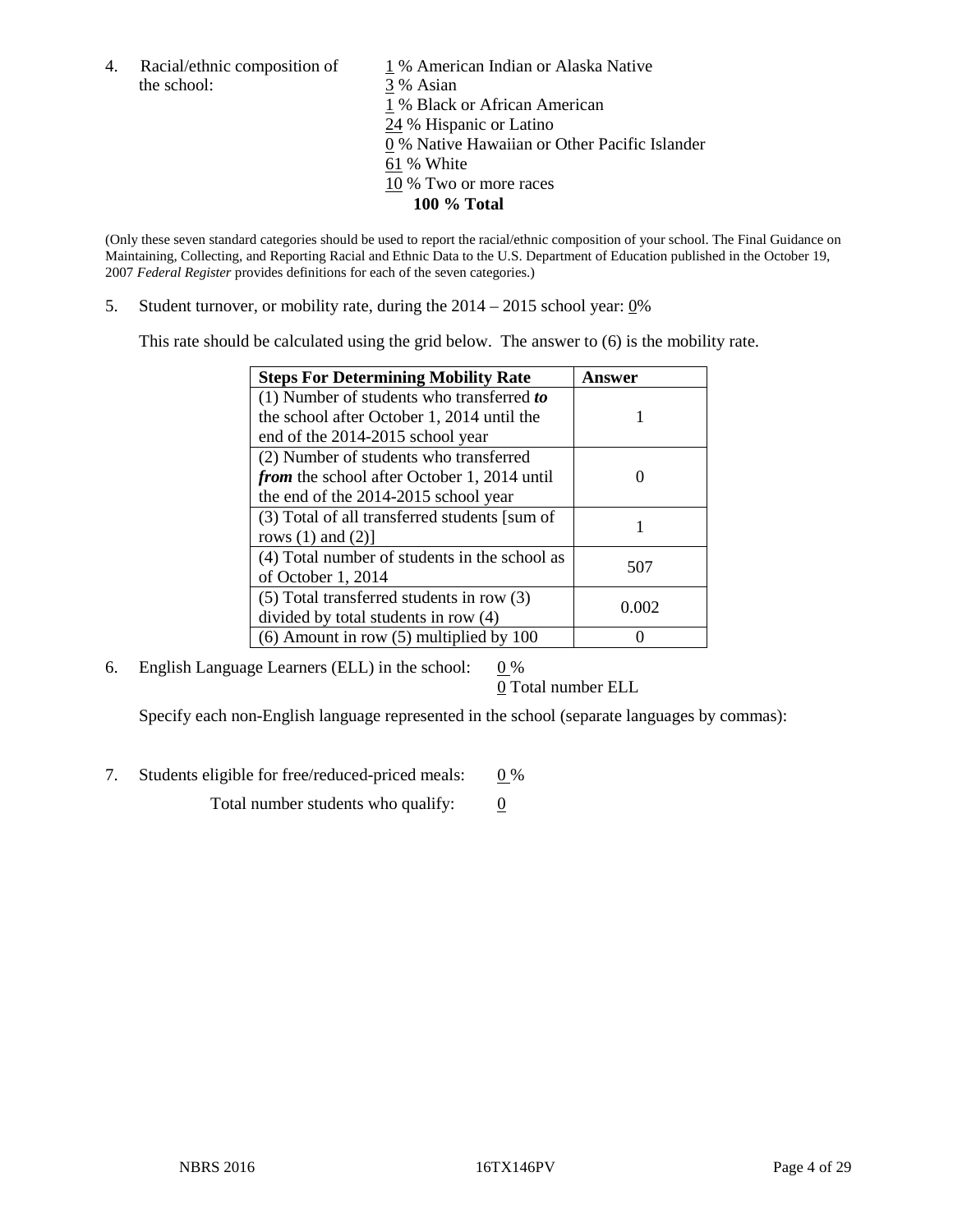4. Racial/ethnic composition of the school:

1 % American Indian or Alaska Native
3 % Asian
1 % Black or African American
24 % Hispanic or Latino
0 % Native Hawaiian or Other Pacific Islander
61 % White
10 % Two or more races
**100 % Total**

(Only these seven standard categories should be used to report the racial/ethnic composition of your school. The Final Guidance on Maintaining, Collecting, and Reporting Racial and Ethnic Data to the U.S. Department of Education published in the October 19, 2007 *Federal Register* provides definitions for each of the seven categories.)

5. Student turnover, or mobility rate, during the 2014 – 2015 school year: 0%

This rate should be calculated using the grid below. The answer to (6) is the mobility rate.

| **Steps For Determining Mobility Rate** | **Answer** |
|---|---|
| (1) Number of students who transferred ***to*** the school after October 1, 2014 until the end of the 2014-2015 school year | 1 |
| (2) Number of students who transferred ***from*** the school after October 1, 2014 until the end of the 2014-2015 school year | 0 |
| (3) Total of all transferred students [sum of rows (1) and (2)] | 1 |
| (4) Total number of students in the school as of October 1, 2014 | 507 |
| (5) Total transferred students in row (3) divided by total students in row (4) | 0.002 |
| (6) Amount in row (5) multiplied by 100 | 0 |

6. English Language Learners (ELL) in the school: 0 %
0 Total number ELL

Specify each non-English language represented in the school (separate languages by commas):

7. Students eligible for free/reduced-priced meals: 0 %
Total number students who qualify: 0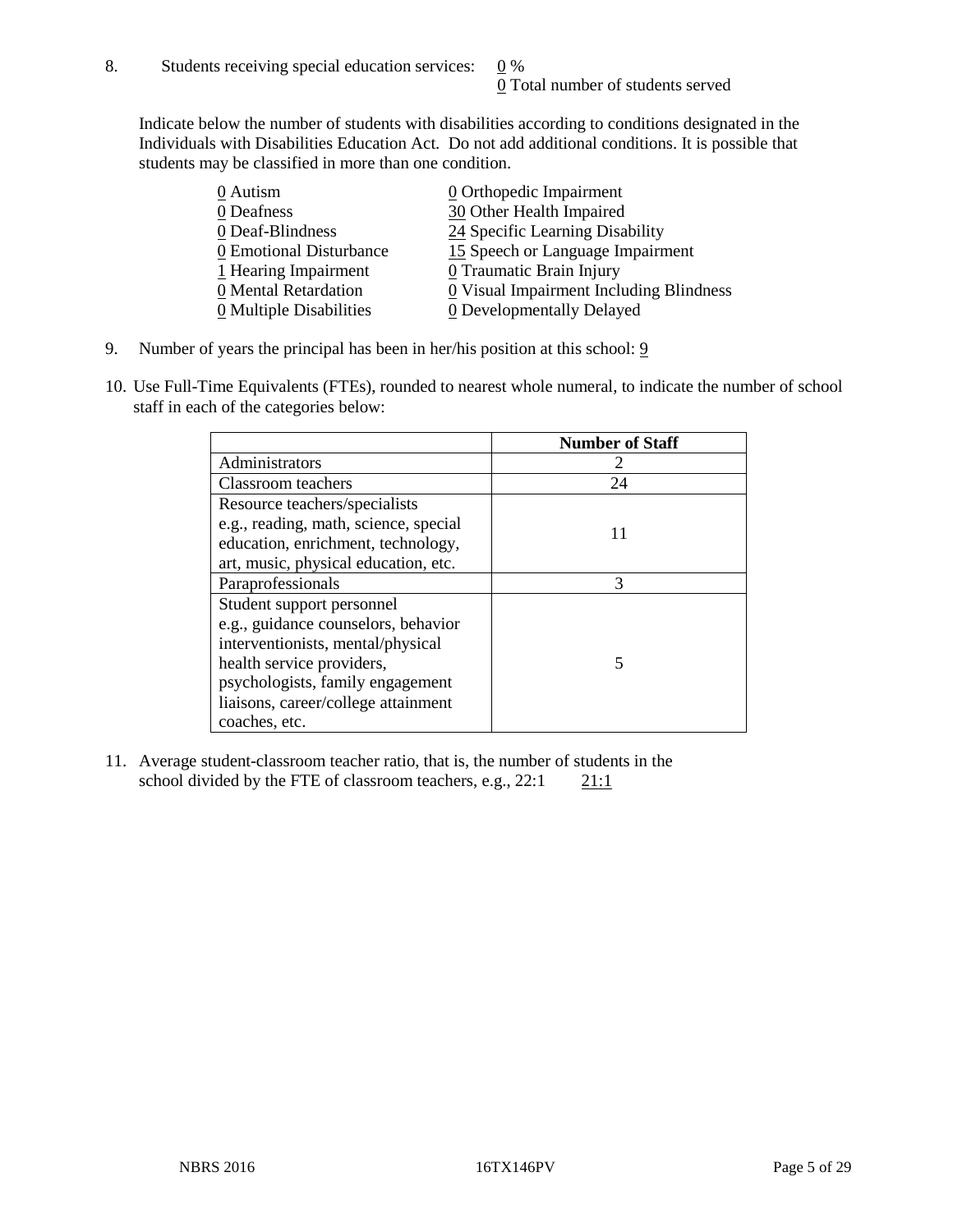8. Students receiving special education services: 0 %
   0 Total number of students served

   Indicate below the number of students with disabilities according to conditions designated in the Individuals with Disabilities Education Act. Do not add additional conditions. It is possible that students may be classified in more than one condition.

   | | |
   |---|---|
   | 0 Autism | 0 Orthopedic Impairment |
   | 0 Deafness | 30 Other Health Impaired |
   | 0 Deaf-Blindness | 24 Specific Learning Disability |
   | 0 Emotional Disturbance | 15 Speech or Language Impairment |
   | 1 Hearing Impairment | 0 Traumatic Brain Injury |
   | 0 Mental Retardation | 0 Visual Impairment Including Blindness |
   | 0 Multiple Disabilities | 0 Developmentally Delayed |

9. Number of years the principal has been in her/his position at this school: 9

10. Use Full-Time Equivalents (FTEs), rounded to nearest whole numeral, to indicate the number of school staff in each of the categories below:

| | Number of Staff |
|---|---|
| Administrators | 2 |
| Classroom teachers | 24 |
| Resource teachers/specialists e.g., reading, math, science, special education, enrichment, technology, art, music, physical education, etc. | 11 |
| Paraprofessionals | 3 |
| Student support personnel e.g., guidance counselors, behavior interventionists, mental/physical health service providers, psychologists, family engagement liaisons, career/college attainment coaches, etc. | 5 |

11. Average student-classroom teacher ratio, that is, the number of students in the school divided by the FTE of classroom teachers, e.g., 22:1 21:1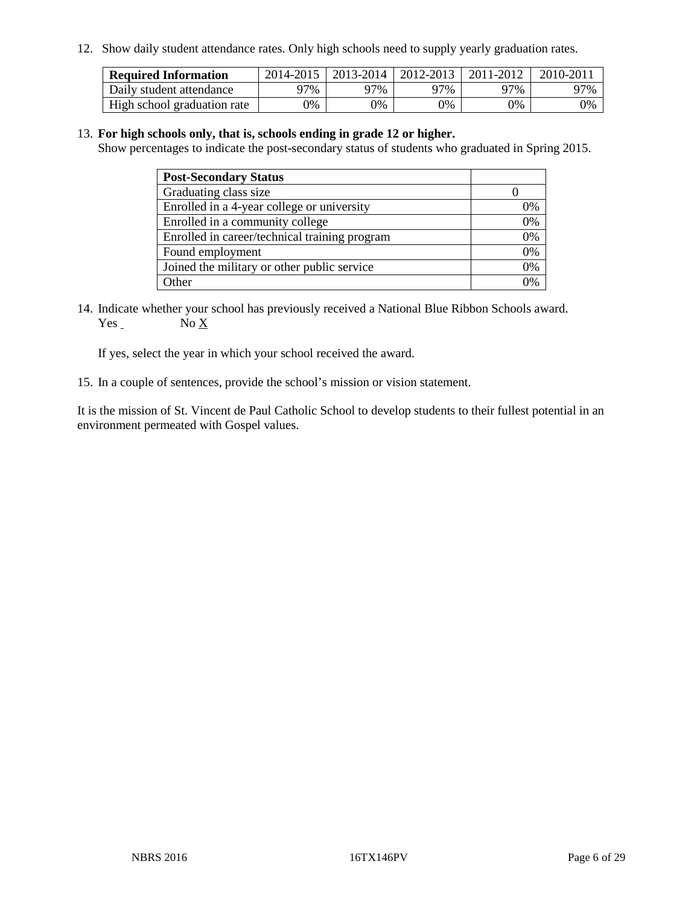12. Show daily student attendance rates. Only high schools need to supply yearly graduation rates.

| Required Information | 2014-2015 | 2013-2014 | 2012-2013 | 2011-2012 | 2010-2011 |
|---|---|---|---|---|---|
| Daily student attendance | 97% | 97% | 97% | 97% | 97% |
| High school graduation rate | 0% | 0% | 0% | 0% | 0% |

13. **For high schools only, that is, schools ending in grade 12 or higher.**
Show percentages to indicate the post-secondary status of students who graduated in Spring 2015.

| Post-Secondary Status | |
|---|---|
| Graduating class size | 0 |
| Enrolled in a 4-year college or university | 0% |
| Enrolled in a community college | 0% |
| Enrolled in career/technical training program | 0% |
| Found employment | 0% |
| Joined the military or other public service | 0% |
| Other | 0% |

14. Indicate whether your school has previously received a National Blue Ribbon Schools award.
Yes No X

If yes, select the year in which your school received the award.

15. In a couple of sentences, provide the school's mission or vision statement.

It is the mission of St. Vincent de Paul Catholic School to develop students to their fullest potential in an environment permeated with Gospel values.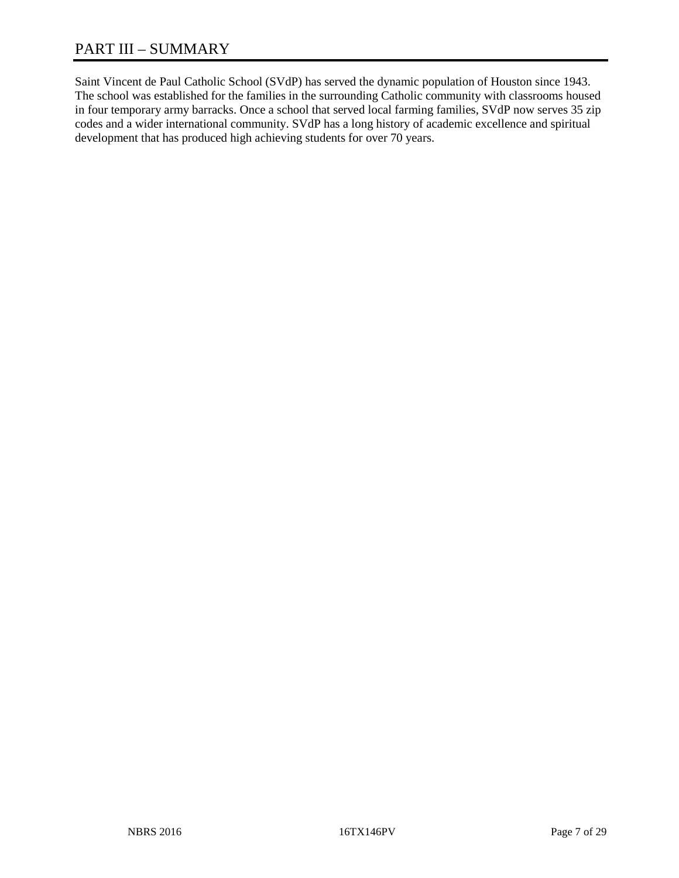# PART III – SUMMARY

Saint Vincent de Paul Catholic School (SVdP) has served the dynamic population of Houston since 1943. The school was established for the families in the surrounding Catholic community with classrooms housed in four temporary army barracks. Once a school that served local farming families, SVdP now serves 35 zip codes and a wider international community. SVdP has a long history of academic excellence and spiritual development that has produced high achieving students for over 70 years.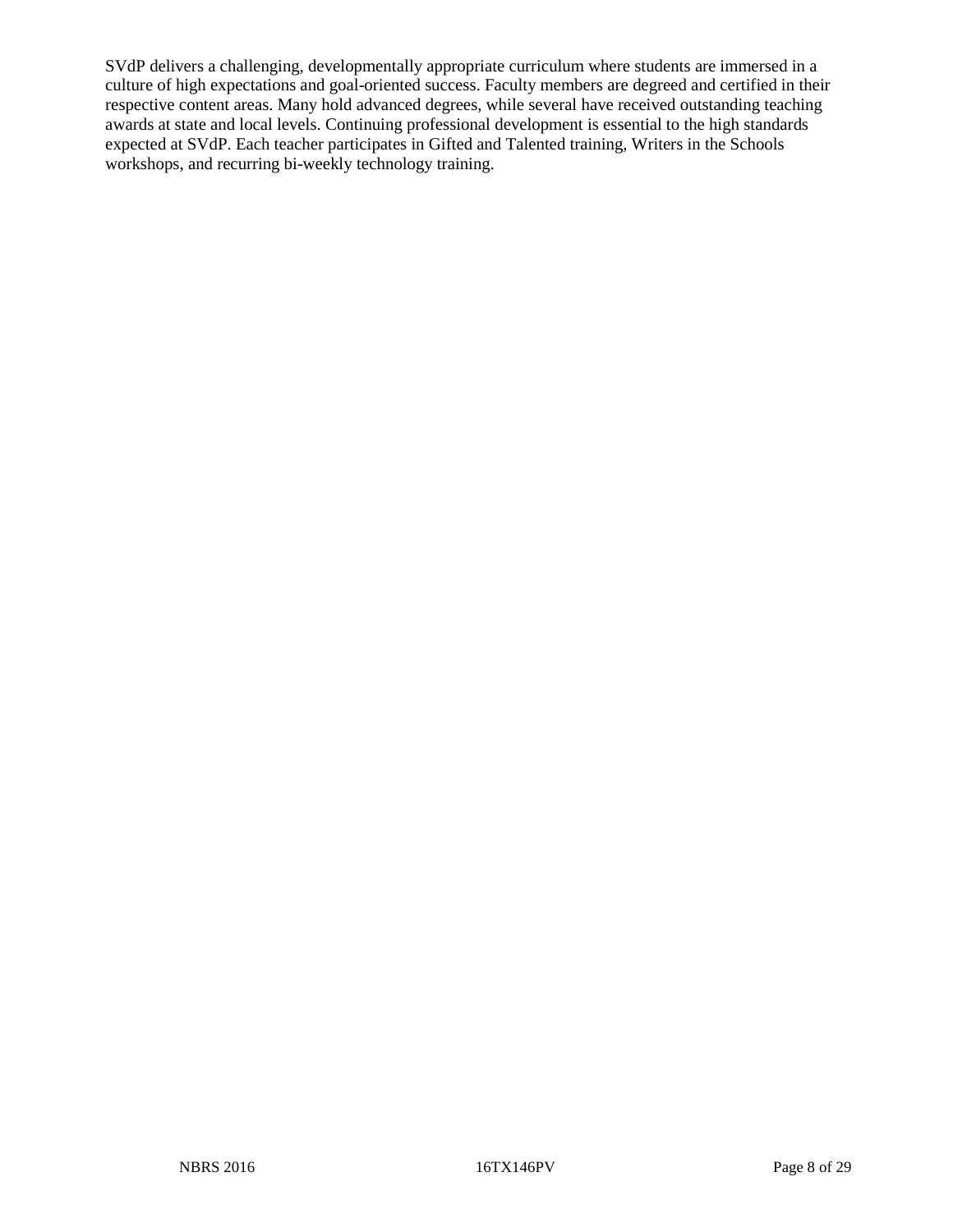SVdP delivers a challenging, developmentally appropriate curriculum where students are immersed in a culture of high expectations and goal-oriented success. Faculty members are degreed and certified in their respective content areas. Many hold advanced degrees, while several have received outstanding teaching awards at state and local levels. Continuing professional development is essential to the high standards expected at SVdP. Each teacher participates in Gifted and Talented training, Writers in the Schools workshops, and recurring bi-weekly technology training.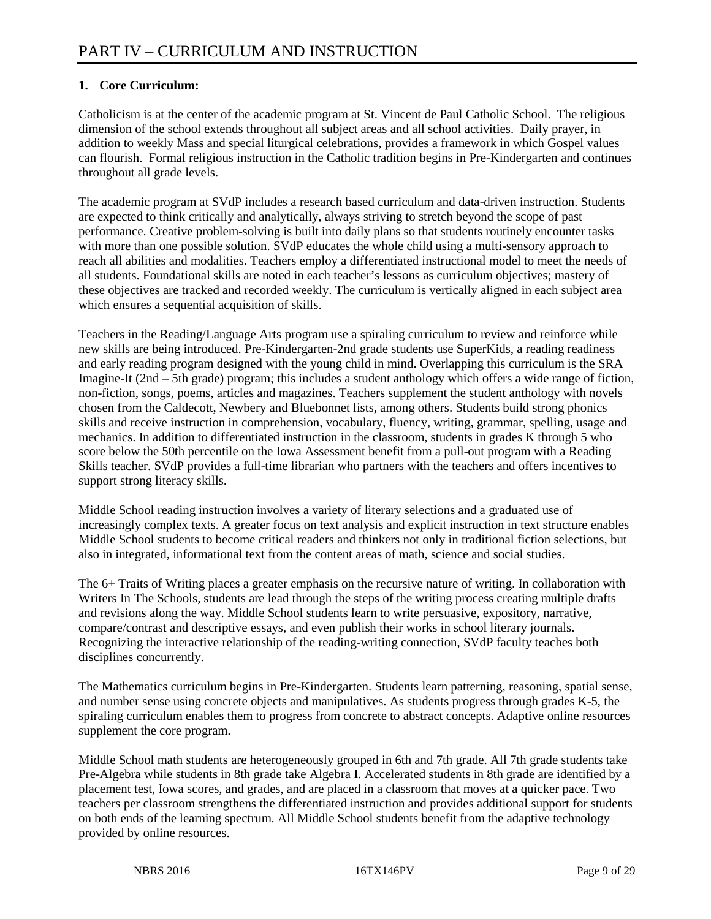# PART IV – CURRICULUM AND INSTRUCTION

**1. Core Curriculum:**

Catholicism is at the center of the academic program at St. Vincent de Paul Catholic School. The religious dimension of the school extends throughout all subject areas and all school activities. Daily prayer, in addition to weekly Mass and special liturgical celebrations, provides a framework in which Gospel values can flourish. Formal religious instruction in the Catholic tradition begins in Pre-Kindergarten and continues throughout all grade levels.

The academic program at SVdP includes a research based curriculum and data-driven instruction. Students are expected to think critically and analytically, always striving to stretch beyond the scope of past performance. Creative problem-solving is built into daily plans so that students routinely encounter tasks with more than one possible solution. SVdP educates the whole child using a multi-sensory approach to reach all abilities and modalities. Teachers employ a differentiated instructional model to meet the needs of all students. Foundational skills are noted in each teacher's lessons as curriculum objectives; mastery of these objectives are tracked and recorded weekly. The curriculum is vertically aligned in each subject area which ensures a sequential acquisition of skills.

Teachers in the Reading/Language Arts program use a spiraling curriculum to review and reinforce while new skills are being introduced. Pre-Kindergarten-2nd grade students use SuperKids, a reading readiness and early reading program designed with the young child in mind. Overlapping this curriculum is the SRA Imagine-It (2nd – 5th grade) program; this includes a student anthology which offers a wide range of fiction, non-fiction, songs, poems, articles and magazines. Teachers supplement the student anthology with novels chosen from the Caldecott, Newbery and Bluebonnet lists, among others. Students build strong phonics skills and receive instruction in comprehension, vocabulary, fluency, writing, grammar, spelling, usage and mechanics. In addition to differentiated instruction in the classroom, students in grades K through 5 who score below the 50th percentile on the Iowa Assessment benefit from a pull-out program with a Reading Skills teacher. SVdP provides a full-time librarian who partners with the teachers and offers incentives to support strong literacy skills.

Middle School reading instruction involves a variety of literary selections and a graduated use of increasingly complex texts. A greater focus on text analysis and explicit instruction in text structure enables Middle School students to become critical readers and thinkers not only in traditional fiction selections, but also in integrated, informational text from the content areas of math, science and social studies.

The 6+ Traits of Writing places a greater emphasis on the recursive nature of writing. In collaboration with Writers In The Schools, students are lead through the steps of the writing process creating multiple drafts and revisions along the way. Middle School students learn to write persuasive, expository, narrative, compare/contrast and descriptive essays, and even publish their works in school literary journals. Recognizing the interactive relationship of the reading-writing connection, SVdP faculty teaches both disciplines concurrently.

The Mathematics curriculum begins in Pre-Kindergarten. Students learn patterning, reasoning, spatial sense, and number sense using concrete objects and manipulatives. As students progress through grades K-5, the spiraling curriculum enables them to progress from concrete to abstract concepts. Adaptive online resources supplement the core program.

Middle School math students are heterogeneously grouped in 6th and 7th grade. All 7th grade students take Pre-Algebra while students in 8th grade take Algebra I. Accelerated students in 8th grade are identified by a placement test, Iowa scores, and grades, and are placed in a classroom that moves at a quicker pace. Two teachers per classroom strengthens the differentiated instruction and provides additional support for students on both ends of the learning spectrum. All Middle School students benefit from the adaptive technology provided by online resources.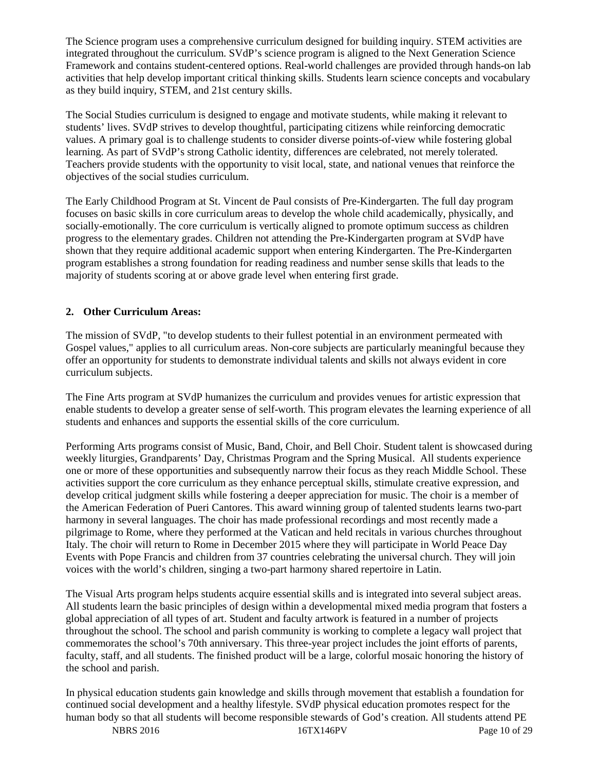The Science program uses a comprehensive curriculum designed for building inquiry. STEM activities are integrated throughout the curriculum. SVdP's science program is aligned to the Next Generation Science Framework and contains student-centered options. Real-world challenges are provided through hands-on lab activities that help develop important critical thinking skills. Students learn science concepts and vocabulary as they build inquiry, STEM, and 21st century skills.

The Social Studies curriculum is designed to engage and motivate students, while making it relevant to students' lives. SVdP strives to develop thoughtful, participating citizens while reinforcing democratic values. A primary goal is to challenge students to consider diverse points-of-view while fostering global learning. As part of SVdP's strong Catholic identity, differences are celebrated, not merely tolerated. Teachers provide students with the opportunity to visit local, state, and national venues that reinforce the objectives of the social studies curriculum.

The Early Childhood Program at St. Vincent de Paul consists of Pre-Kindergarten. The full day program focuses on basic skills in core curriculum areas to develop the whole child academically, physically, and socially-emotionally. The core curriculum is vertically aligned to promote optimum success as children progress to the elementary grades. Children not attending the Pre-Kindergarten program at SVdP have shown that they require additional academic support when entering Kindergarten. The Pre-Kindergarten program establishes a strong foundation for reading readiness and number sense skills that leads to the majority of students scoring at or above grade level when entering first grade.

## 2. Other Curriculum Areas:

The mission of SVdP, "to develop students to their fullest potential in an environment permeated with Gospel values," applies to all curriculum areas. Non-core subjects are particularly meaningful because they offer an opportunity for students to demonstrate individual talents and skills not always evident in core curriculum subjects.

The Fine Arts program at SVdP humanizes the curriculum and provides venues for artistic expression that enable students to develop a greater sense of self-worth. This program elevates the learning experience of all students and enhances and supports the essential skills of the core curriculum.

Performing Arts programs consist of Music, Band, Choir, and Bell Choir. Student talent is showcased during weekly liturgies, Grandparents' Day, Christmas Program and the Spring Musical. All students experience one or more of these opportunities and subsequently narrow their focus as they reach Middle School. These activities support the core curriculum as they enhance perceptual skills, stimulate creative expression, and develop critical judgment skills while fostering a deeper appreciation for music. The choir is a member of the American Federation of Pueri Cantores. This award winning group of talented students learns two-part harmony in several languages. The choir has made professional recordings and most recently made a pilgrimage to Rome, where they performed at the Vatican and held recitals in various churches throughout Italy. The choir will return to Rome in December 2015 where they will participate in World Peace Day Events with Pope Francis and children from 37 countries celebrating the universal church. They will join voices with the world's children, singing a two-part harmony shared repertoire in Latin.

The Visual Arts program helps students acquire essential skills and is integrated into several subject areas. All students learn the basic principles of design within a developmental mixed media program that fosters a global appreciation of all types of art. Student and faculty artwork is featured in a number of projects throughout the school. The school and parish community is working to complete a legacy wall project that commemorates the school's 70th anniversary. This three-year project includes the joint efforts of parents, faculty, staff, and all students. The finished product will be a large, colorful mosaic honoring the history of the school and parish.

In physical education students gain knowledge and skills through movement that establish a foundation for continued social development and a healthy lifestyle. SVdP physical education promotes respect for the human body so that all students will become responsible stewards of God's creation. All students attend PE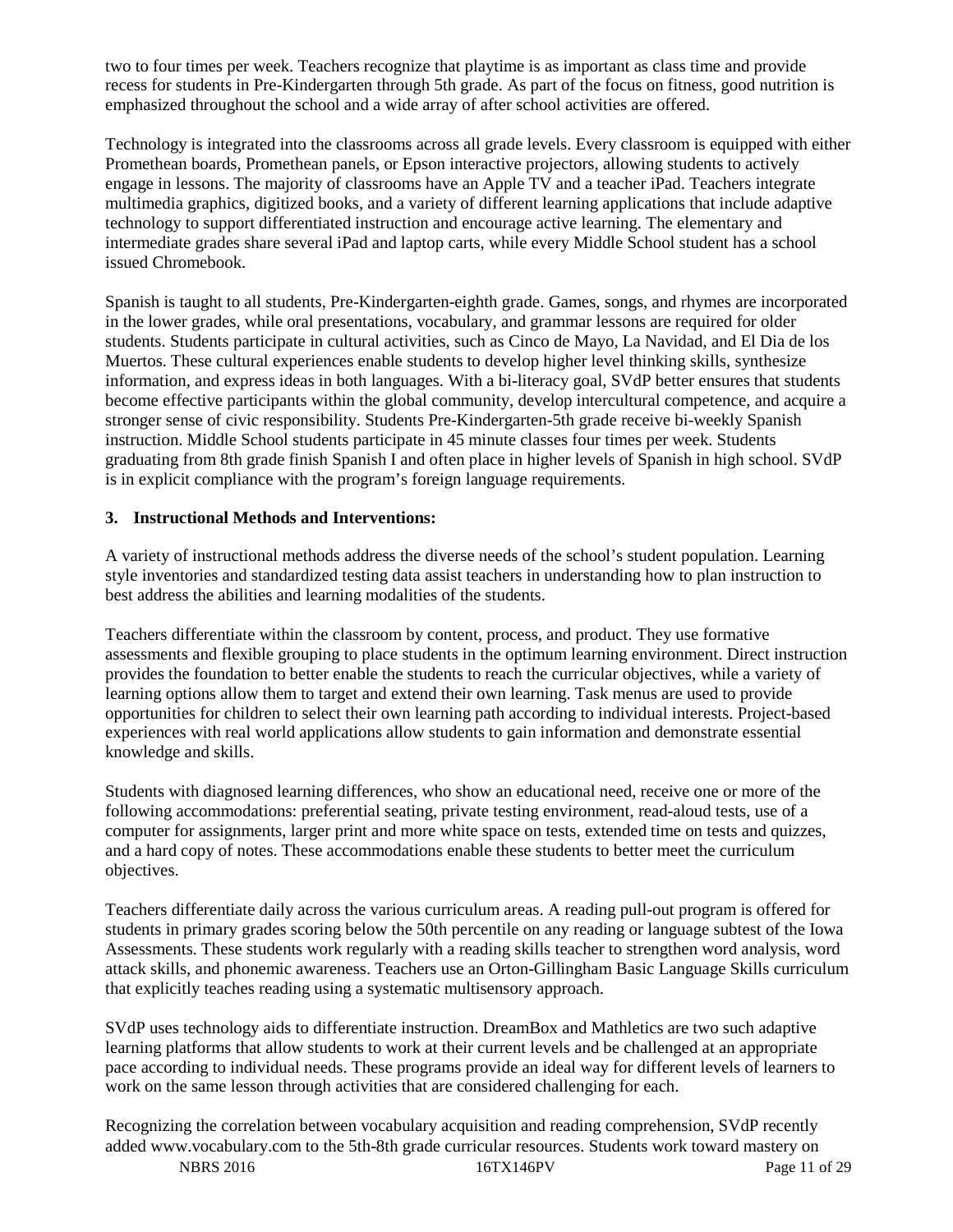two to four times per week. Teachers recognize that playtime is as important as class time and provide recess for students in Pre-Kindergarten through 5th grade. As part of the focus on fitness, good nutrition is emphasized throughout the school and a wide array of after school activities are offered.

Technology is integrated into the classrooms across all grade levels. Every classroom is equipped with either Promethean boards, Promethean panels, or Epson interactive projectors, allowing students to actively engage in lessons. The majority of classrooms have an Apple TV and a teacher iPad. Teachers integrate multimedia graphics, digitized books, and a variety of different learning applications that include adaptive technology to support differentiated instruction and encourage active learning. The elementary and intermediate grades share several iPad and laptop carts, while every Middle School student has a school issued Chromebook.

Spanish is taught to all students, Pre-Kindergarten-eighth grade. Games, songs, and rhymes are incorporated in the lower grades, while oral presentations, vocabulary, and grammar lessons are required for older students. Students participate in cultural activities, such as Cinco de Mayo, La Navidad, and El Dia de los Muertos. These cultural experiences enable students to develop higher level thinking skills, synthesize information, and express ideas in both languages. With a bi-literacy goal, SVdP better ensures that students become effective participants within the global community, develop intercultural competence, and acquire a stronger sense of civic responsibility. Students Pre-Kindergarten-5th grade receive bi-weekly Spanish instruction. Middle School students participate in 45 minute classes four times per week. Students graduating from 8th grade finish Spanish I and often place in higher levels of Spanish in high school. SVdP is in explicit compliance with the program's foreign language requirements.

### 3. Instructional Methods and Interventions:

A variety of instructional methods address the diverse needs of the school's student population. Learning style inventories and standardized testing data assist teachers in understanding how to plan instruction to best address the abilities and learning modalities of the students.

Teachers differentiate within the classroom by content, process, and product. They use formative assessments and flexible grouping to place students in the optimum learning environment. Direct instruction provides the foundation to better enable the students to reach the curricular objectives, while a variety of learning options allow them to target and extend their own learning. Task menus are used to provide opportunities for children to select their own learning path according to individual interests. Project-based experiences with real world applications allow students to gain information and demonstrate essential knowledge and skills.

Students with diagnosed learning differences, who show an educational need, receive one or more of the following accommodations: preferential seating, private testing environment, read-aloud tests, use of a computer for assignments, larger print and more white space on tests, extended time on tests and quizzes, and a hard copy of notes. These accommodations enable these students to better meet the curriculum objectives.

Teachers differentiate daily across the various curriculum areas. A reading pull-out program is offered for students in primary grades scoring below the 50th percentile on any reading or language subtest of the Iowa Assessments. These students work regularly with a reading skills teacher to strengthen word analysis, word attack skills, and phonemic awareness. Teachers use an Orton-Gillingham Basic Language Skills curriculum that explicitly teaches reading using a systematic multisensory approach.

SVdP uses technology aids to differentiate instruction. DreamBox and Mathletics are two such adaptive learning platforms that allow students to work at their current levels and be challenged at an appropriate pace according to individual needs. These programs provide an ideal way for different levels of learners to work on the same lesson through activities that are considered challenging for each.

Recognizing the correlation between vocabulary acquisition and reading comprehension, SVdP recently added www.vocabulary.com to the 5th-8th grade curricular resources. Students work toward mastery on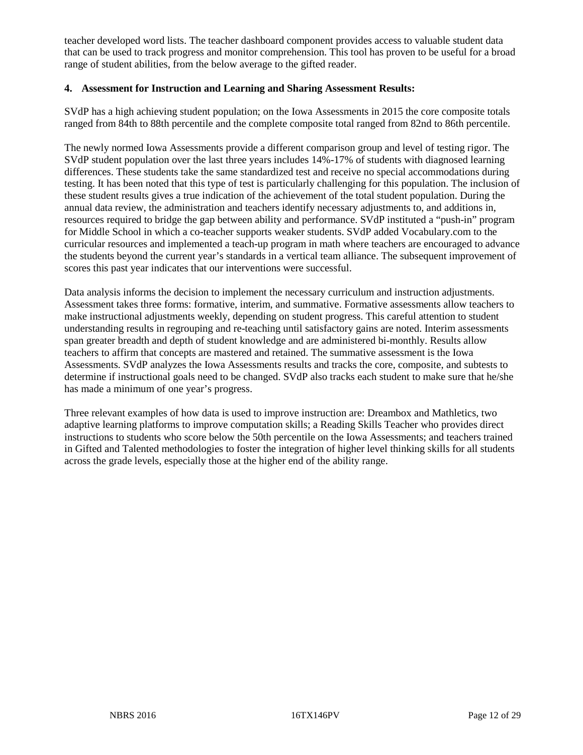teacher developed word lists. The teacher dashboard component provides access to valuable student data that can be used to track progress and monitor comprehension. This tool has proven to be useful for a broad range of student abilities, from the below average to the gifted reader.

**4. Assessment for Instruction and Learning and Sharing Assessment Results:**

SVdP has a high achieving student population; on the Iowa Assessments in 2015 the core composite totals ranged from 84th to 88th percentile and the complete composite total ranged from 82nd to 86th percentile.

The newly normed Iowa Assessments provide a different comparison group and level of testing rigor. The SVdP student population over the last three years includes 14%-17% of students with diagnosed learning differences. These students take the same standardized test and receive no special accommodations during testing. It has been noted that this type of test is particularly challenging for this population. The inclusion of these student results gives a true indication of the achievement of the total student population. During the annual data review, the administration and teachers identify necessary adjustments to, and additions in, resources required to bridge the gap between ability and performance. SVdP instituted a "push-in" program for Middle School in which a co-teacher supports weaker students. SVdP added Vocabulary.com to the curricular resources and implemented a teach-up program in math where teachers are encouraged to advance the students beyond the current year's standards in a vertical team alliance. The subsequent improvement of scores this past year indicates that our interventions were successful.

Data analysis informs the decision to implement the necessary curriculum and instruction adjustments. Assessment takes three forms: formative, interim, and summative. Formative assessments allow teachers to make instructional adjustments weekly, depending on student progress. This careful attention to student understanding results in regrouping and re-teaching until satisfactory gains are noted. Interim assessments span greater breadth and depth of student knowledge and are administered bi-monthly. Results allow teachers to affirm that concepts are mastered and retained. The summative assessment is the Iowa Assessments. SVdP analyzes the Iowa Assessments results and tracks the core, composite, and subtests to determine if instructional goals need to be changed. SVdP also tracks each student to make sure that he/she has made a minimum of one year's progress.

Three relevant examples of how data is used to improve instruction are: Dreambox and Mathletics, two adaptive learning platforms to improve computation skills; a Reading Skills Teacher who provides direct instructions to students who score below the 50th percentile on the Iowa Assessments; and teachers trained in Gifted and Talented methodologies to foster the integration of higher level thinking skills for all students across the grade levels, especially those at the higher end of the ability range.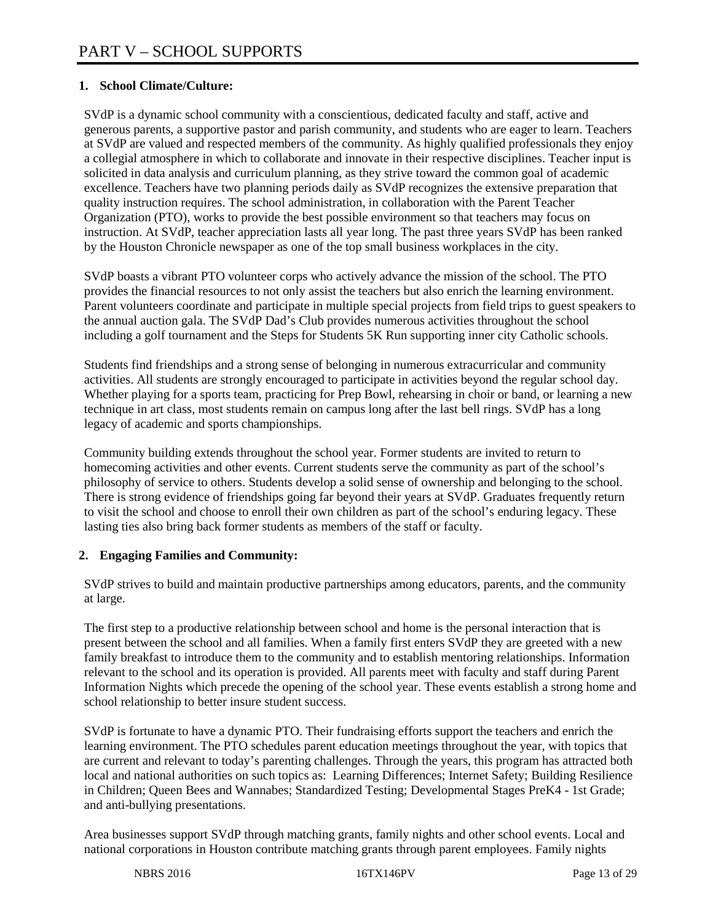# PART V – SCHOOL SUPPORTS

**1. School Climate/Culture:**

SVdP is a dynamic school community with a conscientious, dedicated faculty and staff, active and generous parents, a supportive pastor and parish community, and students who are eager to learn. Teachers at SVdP are valued and respected members of the community. As highly qualified professionals they enjoy a collegial atmosphere in which to collaborate and innovate in their respective disciplines. Teacher input is solicited in data analysis and curriculum planning, as they strive toward the common goal of academic excellence. Teachers have two planning periods daily as SVdP recognizes the extensive preparation that quality instruction requires. The school administration, in collaboration with the Parent Teacher Organization (PTO), works to provide the best possible environment so that teachers may focus on instruction. At SVdP, teacher appreciation lasts all year long. The past three years SVdP has been ranked by the Houston Chronicle newspaper as one of the top small business workplaces in the city.

SVdP boasts a vibrant PTO volunteer corps who actively advance the mission of the school. The PTO provides the financial resources to not only assist the teachers but also enrich the learning environment. Parent volunteers coordinate and participate in multiple special projects from field trips to guest speakers to the annual auction gala. The SVdP Dad's Club provides numerous activities throughout the school including a golf tournament and the Steps for Students 5K Run supporting inner city Catholic schools.

Students find friendships and a strong sense of belonging in numerous extracurricular and community activities. All students are strongly encouraged to participate in activities beyond the regular school day. Whether playing for a sports team, practicing for Prep Bowl, rehearsing in choir or band, or learning a new technique in art class, most students remain on campus long after the last bell rings. SVdP has a long legacy of academic and sports championships.

Community building extends throughout the school year. Former students are invited to return to homecoming activities and other events. Current students serve the community as part of the school's philosophy of service to others. Students develop a solid sense of ownership and belonging to the school. There is strong evidence of friendships going far beyond their years at SVdP. Graduates frequently return to visit the school and choose to enroll their own children as part of the school's enduring legacy. These lasting ties also bring back former students as members of the staff or faculty.

**2. Engaging Families and Community:**

SVdP strives to build and maintain productive partnerships among educators, parents, and the community at large.

The first step to a productive relationship between school and home is the personal interaction that is present between the school and all families. When a family first enters SVdP they are greeted with a new family breakfast to introduce them to the community and to establish mentoring relationships. Information relevant to the school and its operation is provided. All parents meet with faculty and staff during Parent Information Nights which precede the opening of the school year. These events establish a strong home and school relationship to better insure student success.

SVdP is fortunate to have a dynamic PTO. Their fundraising efforts support the teachers and enrich the learning environment. The PTO schedules parent education meetings throughout the year, with topics that are current and relevant to today's parenting challenges. Through the years, this program has attracted both local and national authorities on such topics as: Learning Differences; Internet Safety; Building Resilience in Children; Queen Bees and Wannabes; Standardized Testing; Developmental Stages PreK4 - 1st Grade; and anti-bullying presentations.

Area businesses support SVdP through matching grants, family nights and other school events. Local and national corporations in Houston contribute matching grants through parent employees. Family nights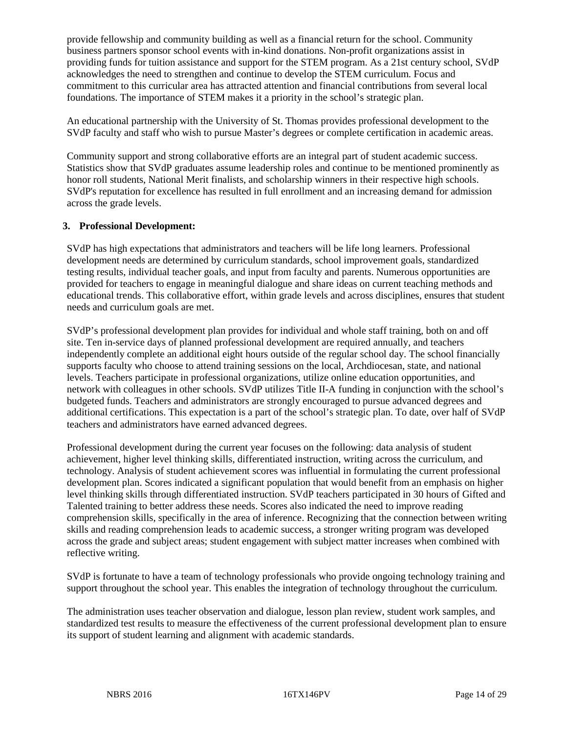provide fellowship and community building as well as a financial return for the school. Community business partners sponsor school events with in-kind donations. Non-profit organizations assist in providing funds for tuition assistance and support for the STEM program. As a 21st century school, SVdP acknowledges the need to strengthen and continue to develop the STEM curriculum. Focus and commitment to this curricular area has attracted attention and financial contributions from several local foundations. The importance of STEM makes it a priority in the school's strategic plan.

An educational partnership with the University of St. Thomas provides professional development to the SVdP faculty and staff who wish to pursue Master's degrees or complete certification in academic areas.

Community support and strong collaborative efforts are an integral part of student academic success. Statistics show that SVdP graduates assume leadership roles and continue to be mentioned prominently as honor roll students, National Merit finalists, and scholarship winners in their respective high schools. SVdP's reputation for excellence has resulted in full enrollment and an increasing demand for admission across the grade levels.

**3. Professional Development:**

SVdP has high expectations that administrators and teachers will be life long learners. Professional development needs are determined by curriculum standards, school improvement goals, standardized testing results, individual teacher goals, and input from faculty and parents. Numerous opportunities are provided for teachers to engage in meaningful dialogue and share ideas on current teaching methods and educational trends. This collaborative effort, within grade levels and across disciplines, ensures that student needs and curriculum goals are met.

SVdP's professional development plan provides for individual and whole staff training, both on and off site. Ten in-service days of planned professional development are required annually, and teachers independently complete an additional eight hours outside of the regular school day. The school financially supports faculty who choose to attend training sessions on the local, Archdiocesan, state, and national levels. Teachers participate in professional organizations, utilize online education opportunities, and network with colleagues in other schools. SVdP utilizes Title II-A funding in conjunction with the school's budgeted funds. Teachers and administrators are strongly encouraged to pursue advanced degrees and additional certifications. This expectation is a part of the school's strategic plan. To date, over half of SVdP teachers and administrators have earned advanced degrees.

Professional development during the current year focuses on the following: data analysis of student achievement, higher level thinking skills, differentiated instruction, writing across the curriculum, and technology. Analysis of student achievement scores was influential in formulating the current professional development plan. Scores indicated a significant population that would benefit from an emphasis on higher level thinking skills through differentiated instruction. SVdP teachers participated in 30 hours of Gifted and Talented training to better address these needs. Scores also indicated the need to improve reading comprehension skills, specifically in the area of inference. Recognizing that the connection between writing skills and reading comprehension leads to academic success, a stronger writing program was developed across the grade and subject areas; student engagement with subject matter increases when combined with reflective writing.

SVdP is fortunate to have a team of technology professionals who provide ongoing technology training and support throughout the school year. This enables the integration of technology throughout the curriculum.

The administration uses teacher observation and dialogue, lesson plan review, student work samples, and standardized test results to measure the effectiveness of the current professional development plan to ensure its support of student learning and alignment with academic standards.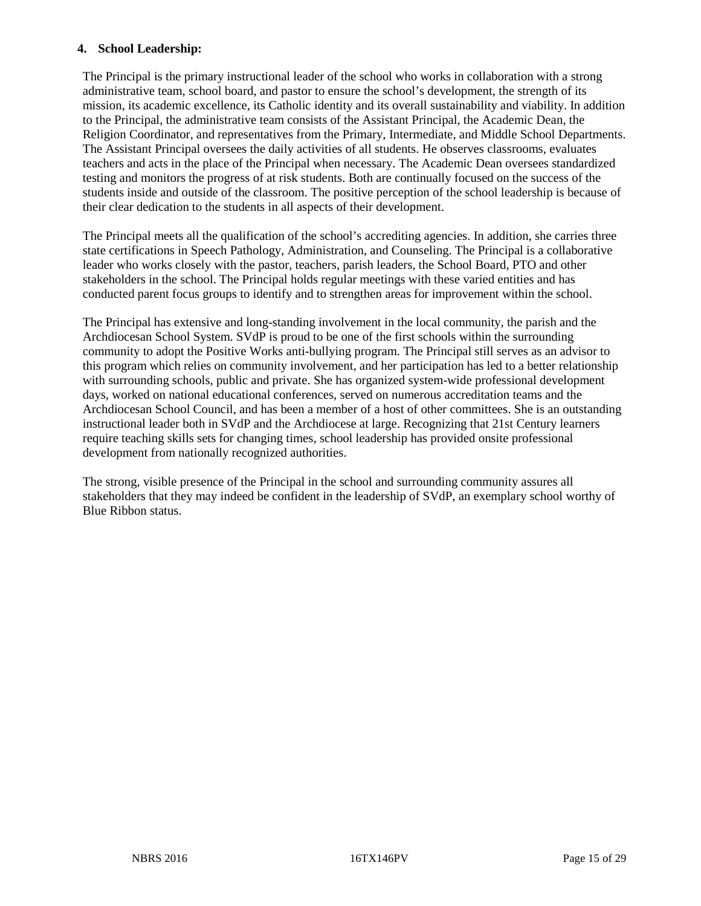**4. School Leadership:**

The Principal is the primary instructional leader of the school who works in collaboration with a strong administrative team, school board, and pastor to ensure the school's development, the strength of its mission, its academic excellence, its Catholic identity and its overall sustainability and viability. In addition to the Principal, the administrative team consists of the Assistant Principal, the Academic Dean, the Religion Coordinator, and representatives from the Primary, Intermediate, and Middle School Departments. The Assistant Principal oversees the daily activities of all students. He observes classrooms, evaluates teachers and acts in the place of the Principal when necessary. The Academic Dean oversees standardized testing and monitors the progress of at risk students. Both are continually focused on the success of the students inside and outside of the classroom. The positive perception of the school leadership is because of their clear dedication to the students in all aspects of their development.

The Principal meets all the qualification of the school's accrediting agencies. In addition, she carries three state certifications in Speech Pathology, Administration, and Counseling. The Principal is a collaborative leader who works closely with the pastor, teachers, parish leaders, the School Board, PTO and other stakeholders in the school. The Principal holds regular meetings with these varied entities and has conducted parent focus groups to identify and to strengthen areas for improvement within the school.

The Principal has extensive and long-standing involvement in the local community, the parish and the Archdiocesan School System. SVdP is proud to be one of the first schools within the surrounding community to adopt the Positive Works anti-bullying program. The Principal still serves as an advisor to this program which relies on community involvement, and her participation has led to a better relationship with surrounding schools, public and private. She has organized system-wide professional development days, worked on national educational conferences, served on numerous accreditation teams and the Archdiocesan School Council, and has been a member of a host of other committees. She is an outstanding instructional leader both in SVdP and the Archdiocese at large. Recognizing that 21st Century learners require teaching skills sets for changing times, school leadership has provided onsite professional development from nationally recognized authorities.

The strong, visible presence of the Principal in the school and surrounding community assures all stakeholders that they may indeed be confident in the leadership of SVdP, an exemplary school worthy of Blue Ribbon status.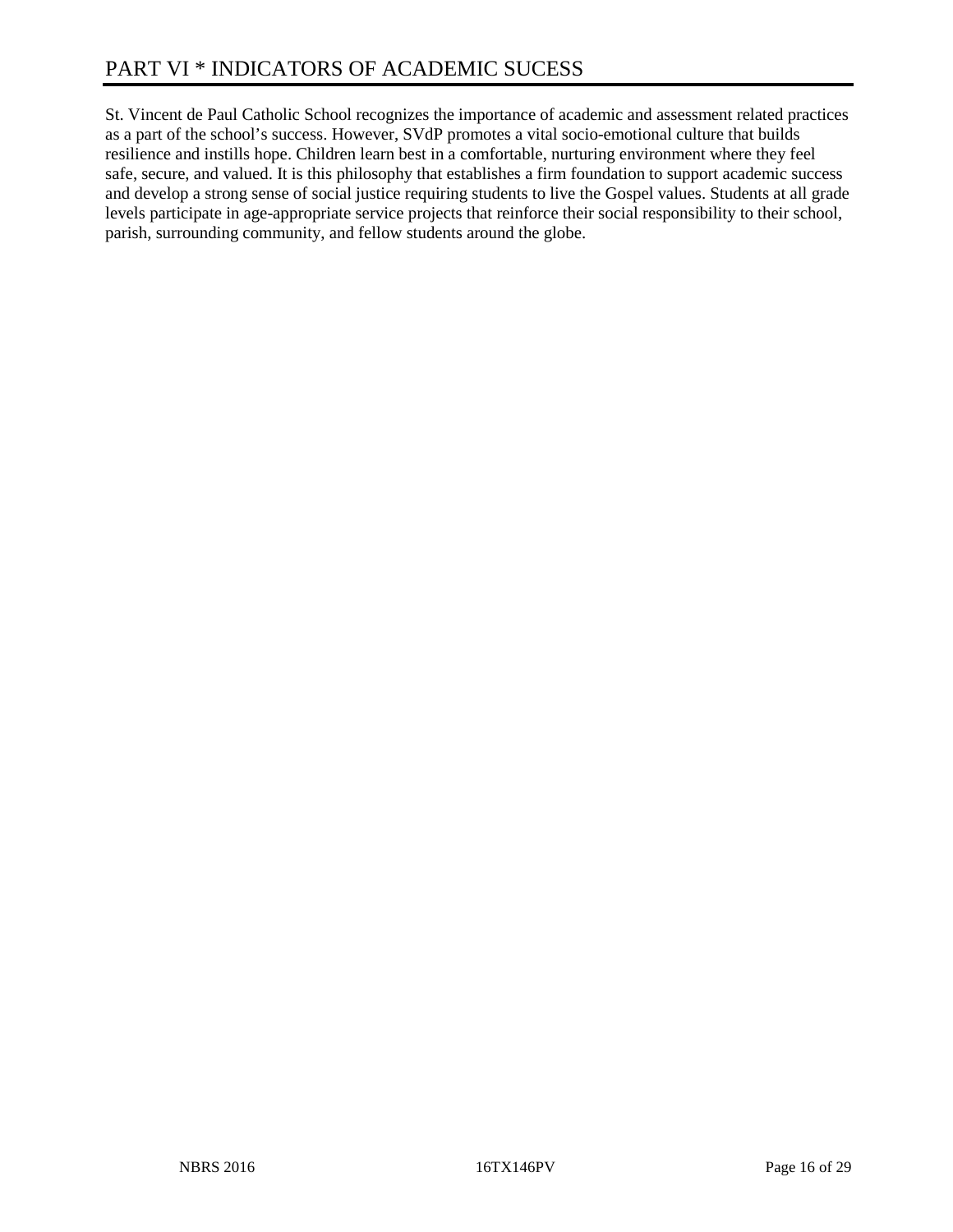# PART VI * INDICATORS OF ACADEMIC SUCESS

St. Vincent de Paul Catholic School recognizes the importance of academic and assessment related practices as a part of the school's success. However, SVdP promotes a vital socio-emotional culture that builds resilience and instills hope. Children learn best in a comfortable, nurturing environment where they feel safe, secure, and valued. It is this philosophy that establishes a firm foundation to support academic success and develop a strong sense of social justice requiring students to live the Gospel values. Students at all grade levels participate in age-appropriate service projects that reinforce their social responsibility to their school, parish, surrounding community, and fellow students around the globe.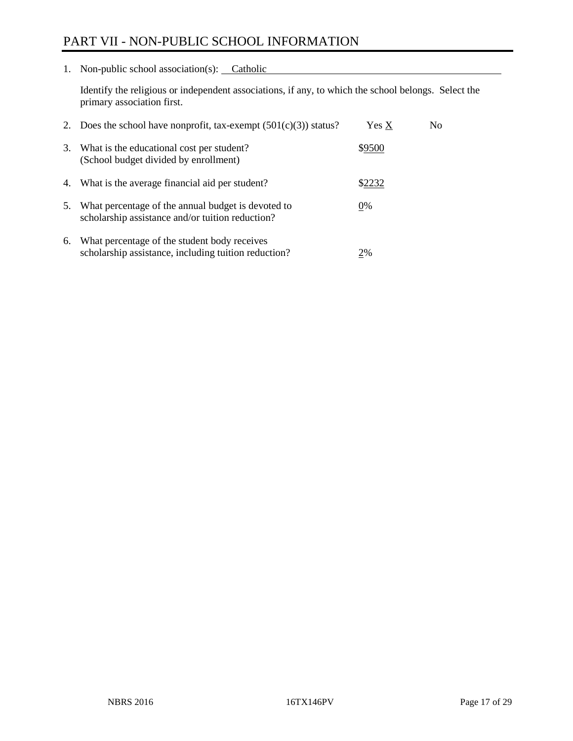# PART VII - NON-PUBLIC SCHOOL INFORMATION

1. Non-public school association(s): Catholic

   Identify the religious or independent associations, if any, to which the school belongs. Select the primary association first.

2. Does the school have nonprofit, tax-exempt (501(c)(3)) status? Yes X No

3. What is the educational cost per student? (School budget divided by enrollment) $9500

4. What is the average financial aid per student? $2232

5. What percentage of the annual budget is devoted to scholarship assistance and/or tuition reduction? 0%

6. What percentage of the student body receives scholarship assistance, including tuition reduction? 2%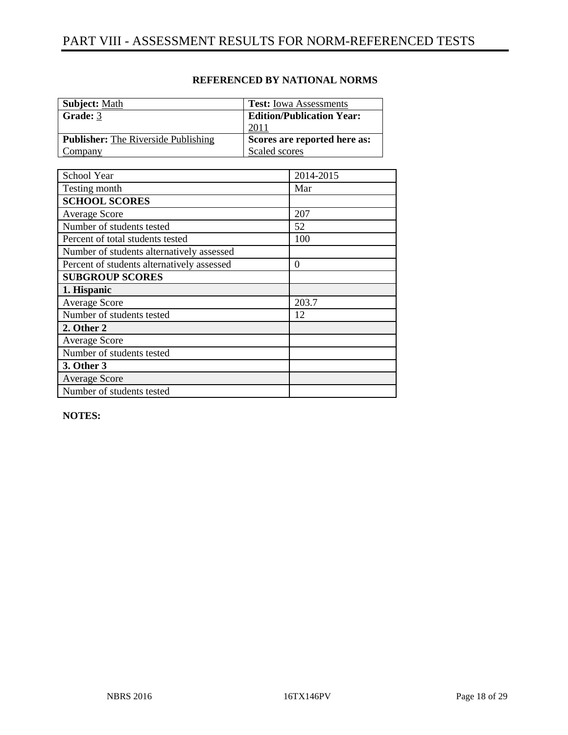# PART VIII - ASSESSMENT RESULTS FOR NORM-REFERENCED TESTS

**REFERENCED BY NATIONAL NORMS**

| **Subject:** Math | **Test:** Iowa Assessments |
|---|---|
| **Grade:** 3 | **Edition/Publication Year:** 2011 |
| **Publisher:** The Riverside Publishing Company | **Scores are reported here as:** Scaled scores |

| School Year | 2014-2015 |
|---|---|
| Testing month | Mar |
| **SCHOOL SCORES** | |
| Average Score | 207 |
| Number of students tested | 52 |
| Percent of total students tested | 100 |
| Number of students alternatively assessed | |
| Percent of students alternatively assessed | 0 |
| **SUBGROUP SCORES** | |
| **1. Hispanic** | |
| Average Score | 203.7 |
| Number of students tested | 12 |
| **2. Other 2** | |
| Average Score | |
| Number of students tested | |
| **3. Other 3** | |
| Average Score | |
| Number of students tested | |

**NOTES:**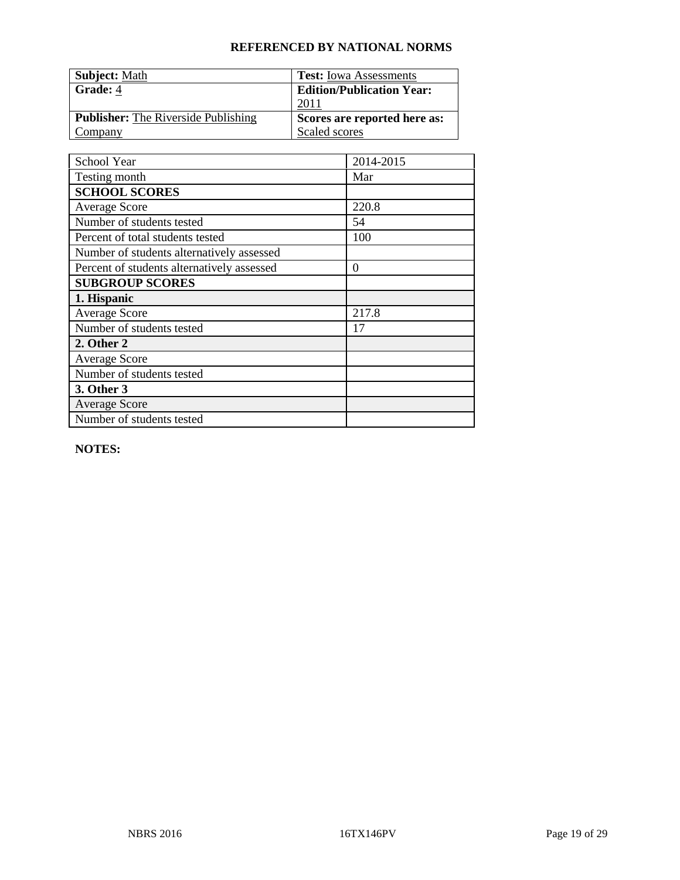**REFERENCED BY NATIONAL NORMS**

| **Subject:** Math | **Test:** Iowa Assessments |
|---|---|
| **Grade:** 4 | **Edition/Publication Year:** 2011 |
| **Publisher:** The Riverside Publishing Company | **Scores are reported here as:** Scaled scores |

| School Year | 2014-2015 |
|---|---|
| Testing month | Mar |
| **SCHOOL SCORES** | |
| Average Score | 220.8 |
| Number of students tested | 54 |
| Percent of total students tested | 100 |
| Number of students alternatively assessed | |
| Percent of students alternatively assessed | 0 |
| **SUBGROUP SCORES** | |
| **1. Hispanic** | |
| Average Score | 217.8 |
| Number of students tested | 17 |
| **2. Other 2** | |
| Average Score | |
| Number of students tested | |
| **3. Other 3** | |
| Average Score | |
| Number of students tested | |

**NOTES:**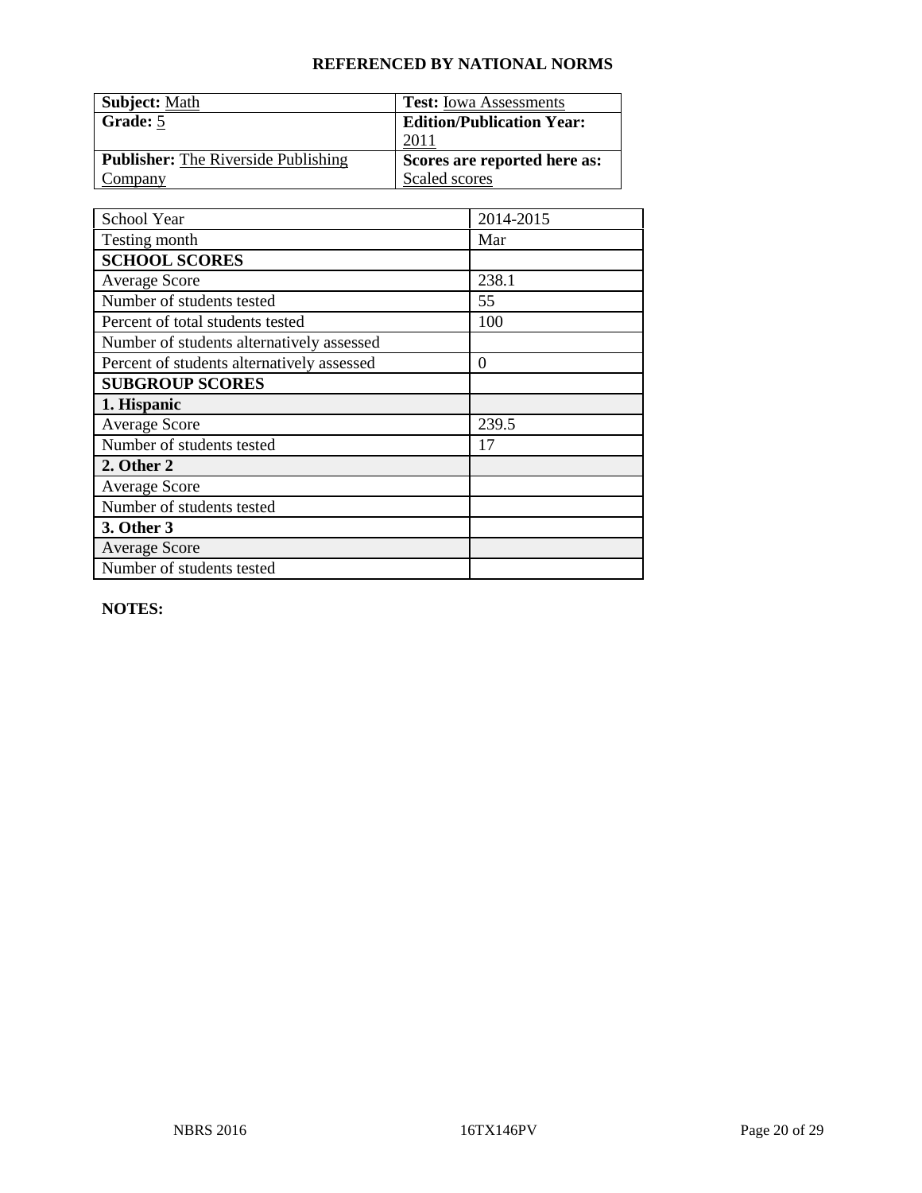**REFERENCED BY NATIONAL NORMS**

| **Subject:** Math | **Test:** Iowa Assessments |
|---|---|
| **Grade:** 5 | **Edition/Publication Year:** 2011 |
| **Publisher:** The Riverside Publishing Company | **Scores are reported here as:** Scaled scores |

| School Year | 2014-2015 |
|---|---|
| Testing month | Mar |
| **SCHOOL SCORES** | |
| Average Score | 238.1 |
| Number of students tested | 55 |
| Percent of total students tested | 100 |
| Number of students alternatively assessed | |
| Percent of students alternatively assessed | 0 |
| **SUBGROUP SCORES** | |
| **1. Hispanic** | |
| Average Score | 239.5 |
| Number of students tested | 17 |
| **2. Other 2** | |
| Average Score | |
| Number of students tested | |
| **3. Other 3** | |
| Average Score | |
| Number of students tested | |

**NOTES:**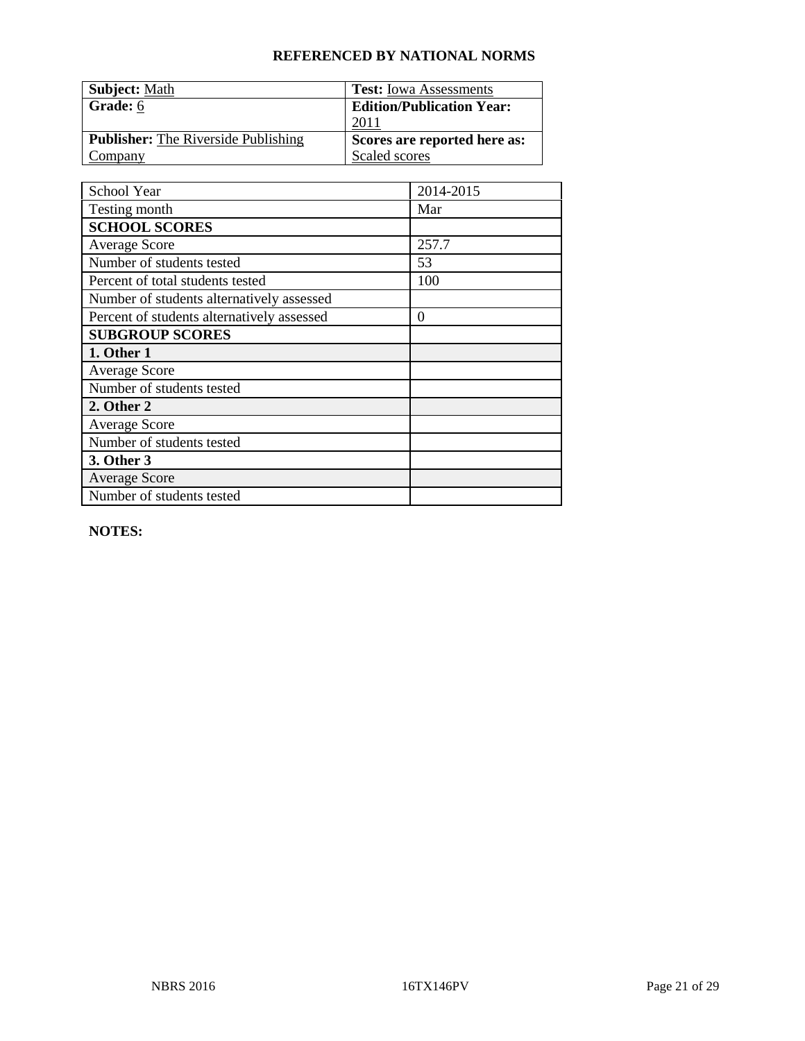**REFERENCED BY NATIONAL NORMS**

| **Subject:** Math | **Test:** Iowa Assessments |
|---|---|
| **Grade:** 6 | **Edition/Publication Year:** 2011 |
| **Publisher:** The Riverside Publishing Company | **Scores are reported here as:** Scaled scores |

| School Year | 2014-2015 |
|---|---|
| Testing month | Mar |
| **SCHOOL SCORES** | |
| Average Score | 257.7 |
| Number of students tested | 53 |
| Percent of total students tested | 100 |
| Number of students alternatively assessed | |
| Percent of students alternatively assessed | 0 |
| **SUBGROUP SCORES** | |
| **1. Other 1** | |
| Average Score | |
| Number of students tested | |
| **2. Other 2** | |
| Average Score | |
| Number of students tested | |
| **3. Other 3** | |
| Average Score | |
| Number of students tested | |

**NOTES:**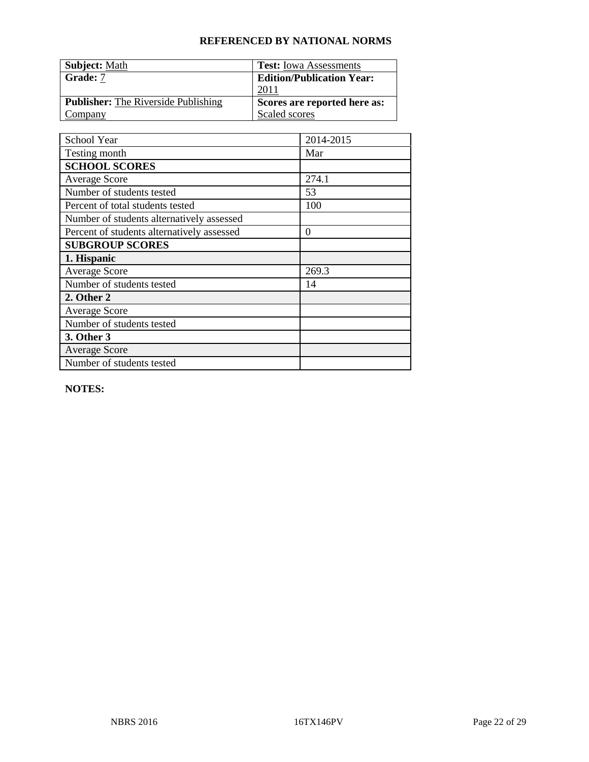## REFERENCED BY NATIONAL NORMS

| **Subject:** Math | **Test:** Iowa Assessments |
|---|---|
| **Grade:** 7 | **Edition/Publication Year:** 2011 |
| **Publisher:** The Riverside Publishing Company | **Scores are reported here as:** Scaled scores |

| School Year | 2014-2015 |
|---|---|
| Testing month | Mar |
| **SCHOOL SCORES** | |
| Average Score | 274.1 |
| Number of students tested | 53 |
| Percent of total students tested | 100 |
| Number of students alternatively assessed | |
| Percent of students alternatively assessed | 0 |
| **SUBGROUP SCORES** | |
| **1. Hispanic** | |
| Average Score | 269.3 |
| Number of students tested | 14 |
| **2. Other 2** | |
| Average Score | |
| Number of students tested | |
| **3. Other 3** | |
| Average Score | |
| Number of students tested | |

**NOTES:**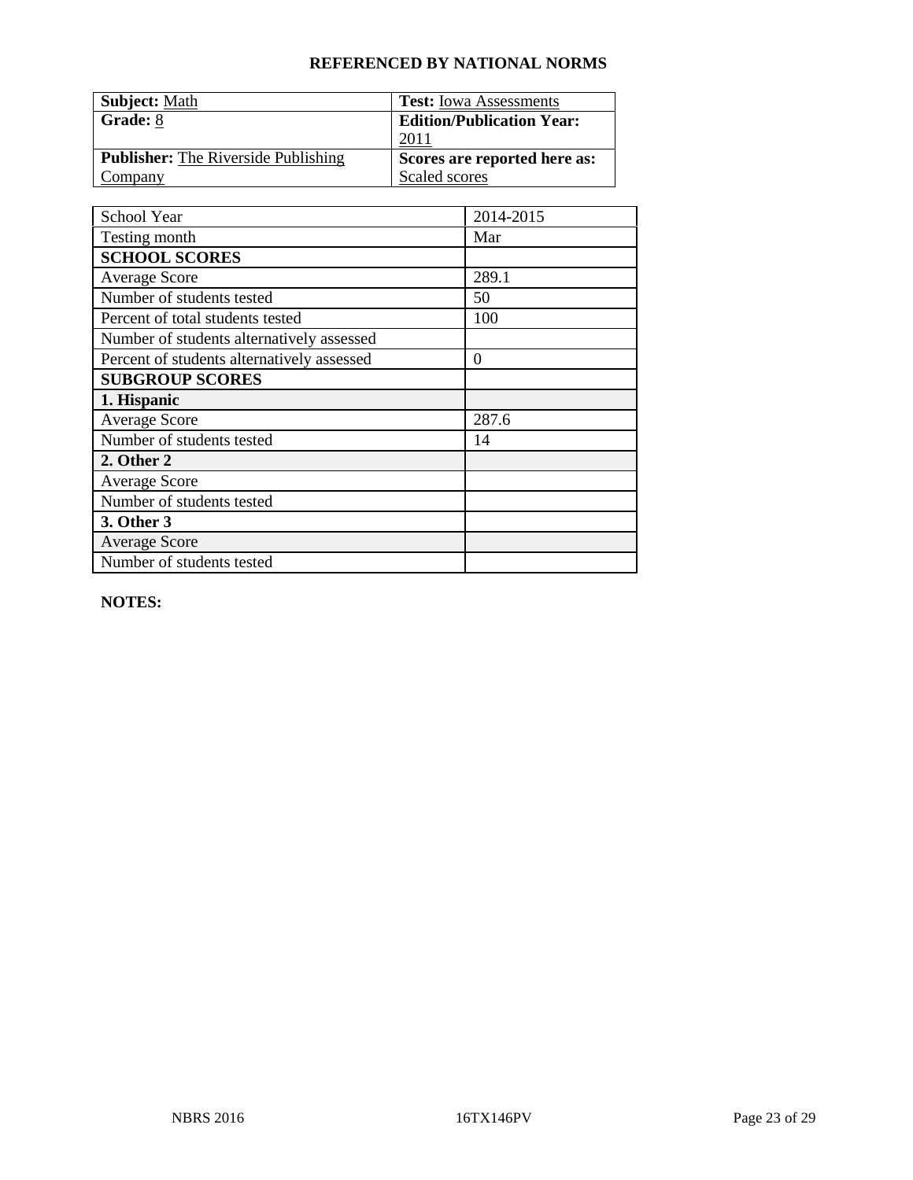## REFERENCED BY NATIONAL NORMS

| **Subject:** Math | **Test:** Iowa Assessments |
|---|---|
| **Grade:** 8 | **Edition/Publication Year:** 2011 |
| **Publisher:** The Riverside Publishing Company | **Scores are reported here as:** Scaled scores |

| School Year | 2014-2015 |
|---|---|
| Testing month | Mar |
| **SCHOOL SCORES** | |
| Average Score | 289.1 |
| Number of students tested | 50 |
| Percent of total students tested | 100 |
| Number of students alternatively assessed | |
| Percent of students alternatively assessed | 0 |
| **SUBGROUP SCORES** | |
| **1. Hispanic** | |
| Average Score | 287.6 |
| Number of students tested | 14 |
| **2. Other 2** | |
| Average Score | |
| Number of students tested | |
| **3. Other 3** | |
| Average Score | |
| Number of students tested | |

**NOTES:**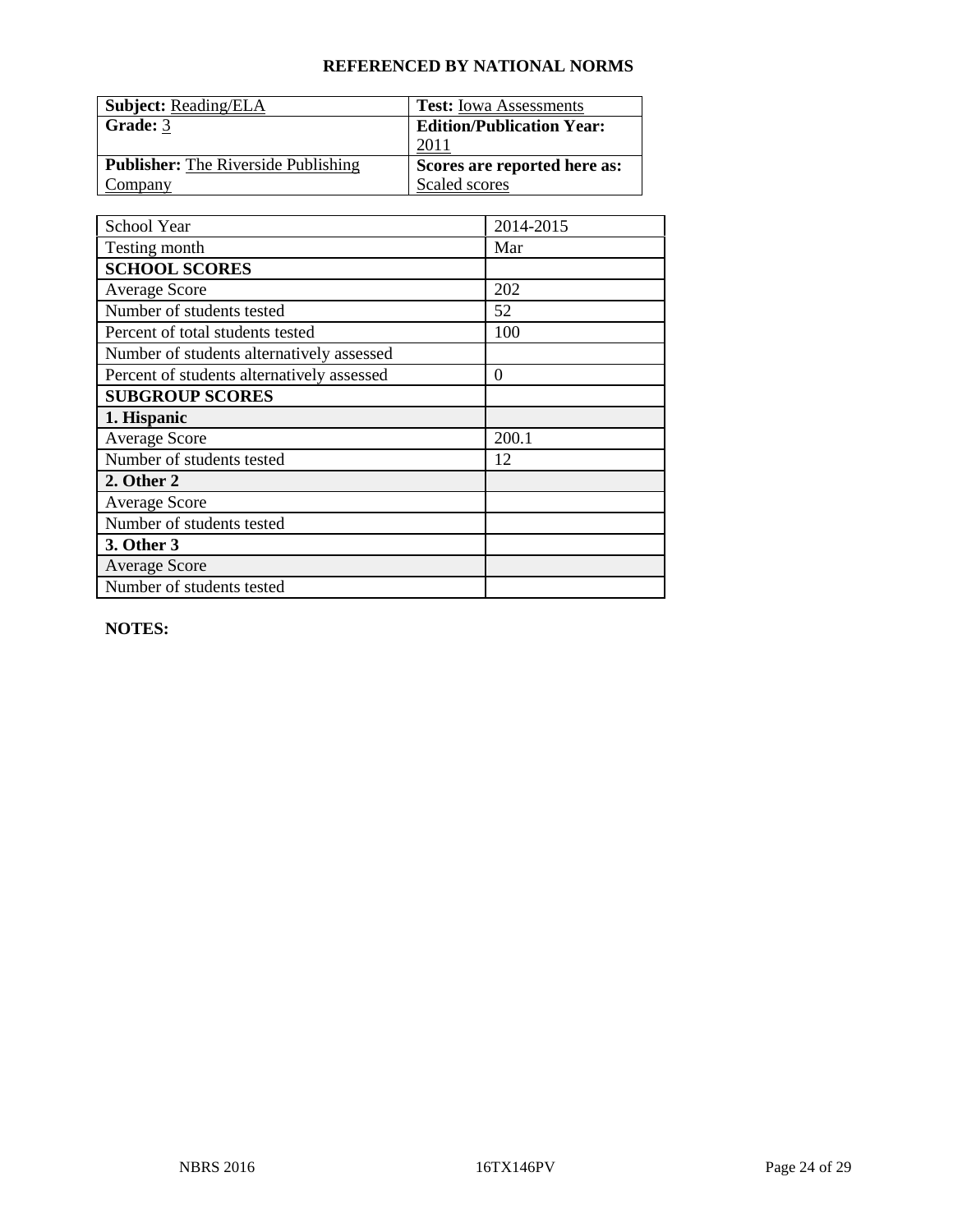### REFERENCED BY NATIONAL NORMS

| **Subject:** Reading/ELA | **Test:** Iowa Assessments |
| --- | --- |
| **Grade:** 3 | **Edition/Publication Year:** 2011 |
| **Publisher:** The Riverside Publishing Company | **Scores are reported here as:** Scaled scores |

| School Year | 2014-2015 |
| --- | --- |
| Testing month | Mar |
| **SCHOOL SCORES** | |
| Average Score | 202 |
| Number of students tested | 52 |
| Percent of total students tested | 100 |
| Number of students alternatively assessed | |
| Percent of students alternatively assessed | 0 |
| **SUBGROUP SCORES** | |
| **1. Hispanic** | |
| Average Score | 200.1 |
| Number of students tested | 12 |
| **2. Other 2** | |
| Average Score | |
| Number of students tested | |
| **3. Other 3** | |
| Average Score | |
| Number of students tested | |

**NOTES:**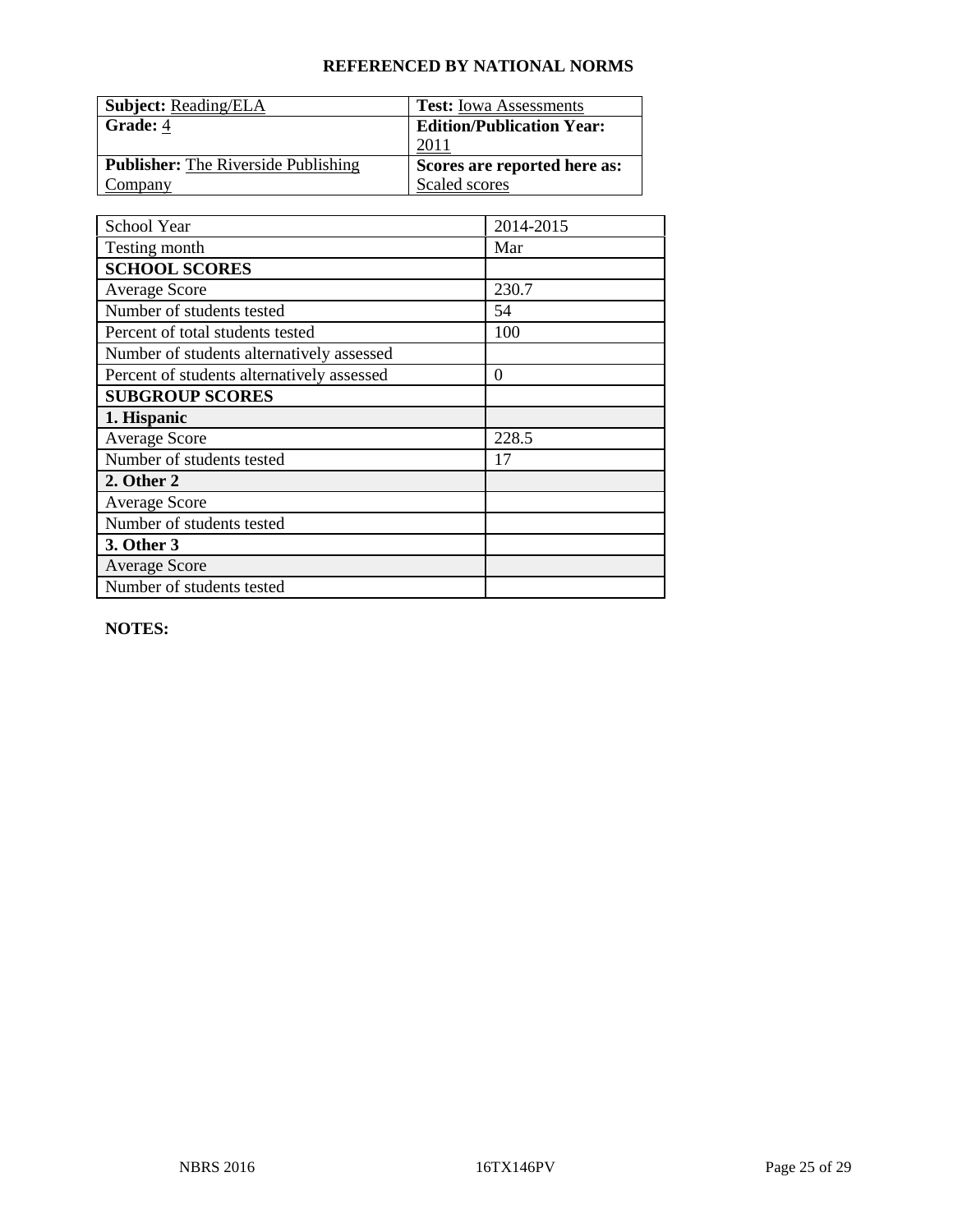**REFERENCED BY NATIONAL NORMS**

| **Subject:** Reading/ELA | **Test:** Iowa Assessments |
|---|---|
| **Grade:** 4 | **Edition/Publication Year:** 2011 |
| **Publisher:** The Riverside Publishing Company | **Scores are reported here as:** Scaled scores |

| School Year | 2014-2015 |
|---|---|
| Testing month | Mar |
| **SCHOOL SCORES** | |
| Average Score | 230.7 |
| Number of students tested | 54 |
| Percent of total students tested | 100 |
| Number of students alternatively assessed | |
| Percent of students alternatively assessed | 0 |
| **SUBGROUP SCORES** | |
| **1. Hispanic** | |
| Average Score | 228.5 |
| Number of students tested | 17 |
| **2. Other 2** | |
| Average Score | |
| Number of students tested | |
| **3. Other 3** | |
| Average Score | |
| Number of students tested | |

**NOTES:**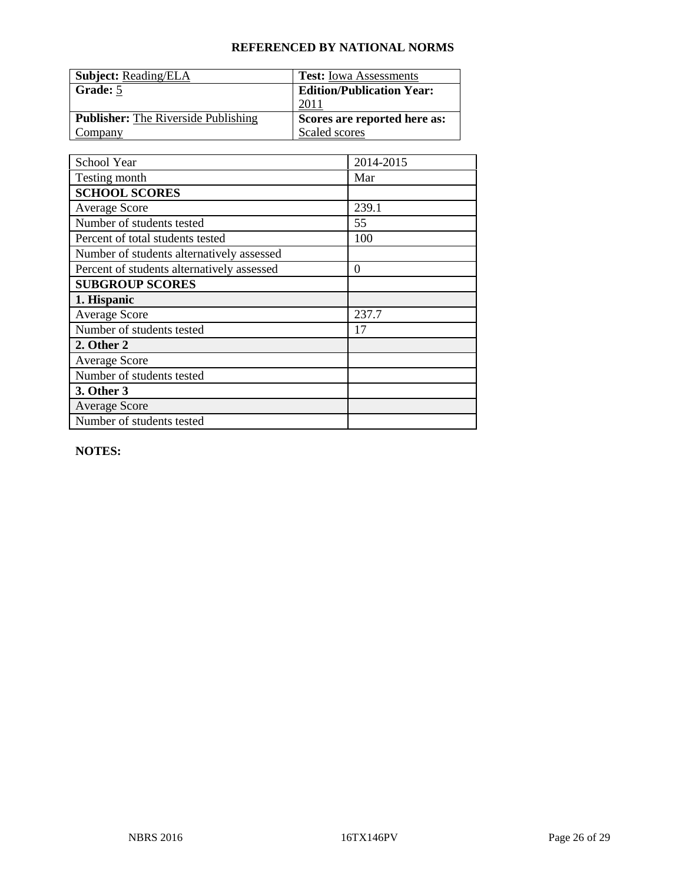**REFERENCED BY NATIONAL NORMS**

| **Subject:** Reading/ELA | **Test:** Iowa Assessments |
|---|---|
| **Grade:** 5 | **Edition/Publication Year:** 2011 |
| **Publisher:** The Riverside Publishing Company | **Scores are reported here as:** Scaled scores |

| School Year | 2014-2015 |
|---|---|
| Testing month | Mar |
| **SCHOOL SCORES** | |
| Average Score | 239.1 |
| Number of students tested | 55 |
| Percent of total students tested | 100 |
| Number of students alternatively assessed | |
| Percent of students alternatively assessed | 0 |
| **SUBGROUP SCORES** | |
| **1. Hispanic** | |
| Average Score | 237.7 |
| Number of students tested | 17 |
| **2. Other 2** | |
| Average Score | |
| Number of students tested | |
| **3. Other 3** | |
| Average Score | |
| Number of students tested | |

**NOTES:**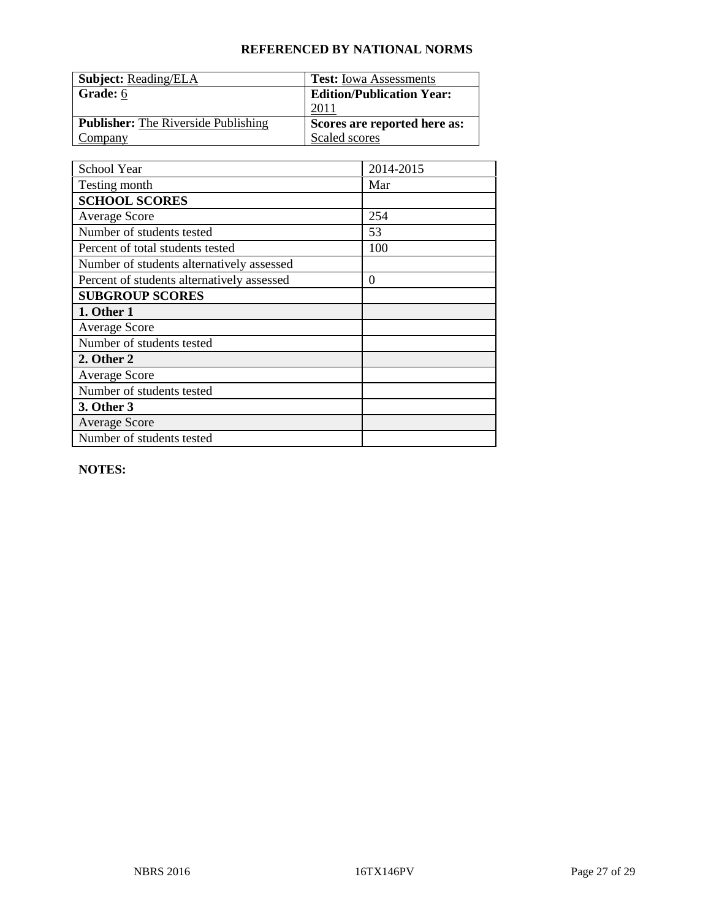**REFERENCED BY NATIONAL NORMS**

| **Subject:** Reading/ELA | **Test:** Iowa Assessments |
|---|---|
| **Grade:** 6 | **Edition/Publication Year:** 2011 |
| **Publisher:** The Riverside Publishing Company | **Scores are reported here as:** Scaled scores |

| School Year | 2014-2015 |
|---|---|
| Testing month | Mar |
| **SCHOOL SCORES** | |
| Average Score | 254 |
| Number of students tested | 53 |
| Percent of total students tested | 100 |
| Number of students alternatively assessed | |
| Percent of students alternatively assessed | 0 |
| **SUBGROUP SCORES** | |
| **1. Other 1** | |
| Average Score | |
| Number of students tested | |
| **2. Other 2** | |
| Average Score | |
| Number of students tested | |
| **3. Other 3** | |
| Average Score | |
| Number of students tested | |

**NOTES:**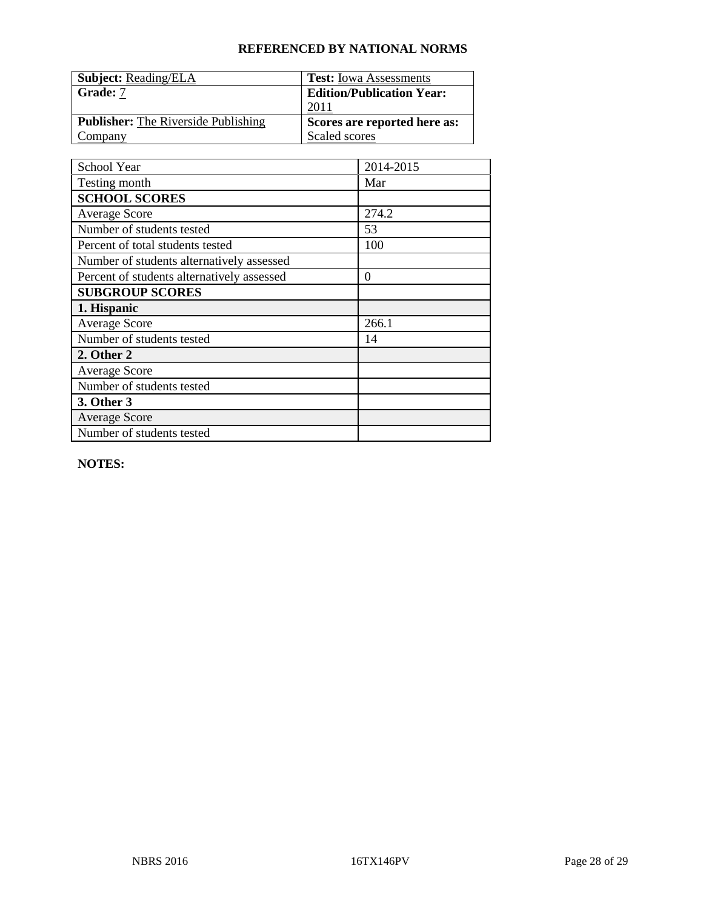**REFERENCED BY NATIONAL NORMS**

| **Subject:** Reading/ELA | **Test:** Iowa Assessments |
|---|---|
| **Grade:** 7 | **Edition/Publication Year:** 2011 |
| **Publisher:** The Riverside Publishing Company | **Scores are reported here as:** Scaled scores |

| School Year | 2014-2015 |
|---|---|
| Testing month | Mar |
| **SCHOOL SCORES** | |
| Average Score | 274.2 |
| Number of students tested | 53 |
| Percent of total students tested | 100 |
| Number of students alternatively assessed | |
| Percent of students alternatively assessed | 0 |
| **SUBGROUP SCORES** | |
| **1. Hispanic** | |
| Average Score | 266.1 |
| Number of students tested | 14 |
| **2. Other 2** | |
| Average Score | |
| Number of students tested | |
| **3. Other 3** | |
| Average Score | |
| Number of students tested | |

**NOTES:**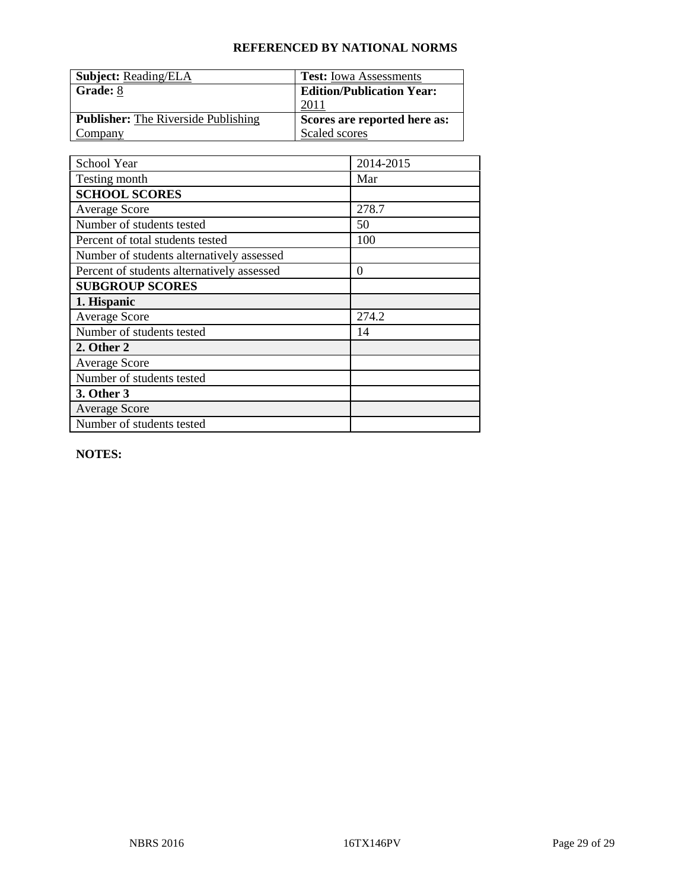**REFERENCED BY NATIONAL NORMS**

| | |
|---|---|
| **Subject:** Reading/ELA | **Test:** Iowa Assessments |
| **Grade:** 8 | **Edition/Publication Year:** 2011 |
| **Publisher:** The Riverside Publishing Company | **Scores are reported here as:** Scaled scores |

| | |
|---|---|
| School Year | 2014-2015 |
| Testing month | Mar |
| **SCHOOL SCORES** | |
| Average Score | 278.7 |
| Number of students tested | 50 |
| Percent of total students tested | 100 |
| Number of students alternatively assessed | |
| Percent of students alternatively assessed | 0 |
| **SUBGROUP SCORES** | |
| **1. Hispanic** | |
| Average Score | 274.2 |
| Number of students tested | 14 |
| **2. Other 2** | |
| Average Score | |
| Number of students tested | |
| **3. Other 3** | |
| Average Score | |
| Number of students tested | |

**NOTES:**